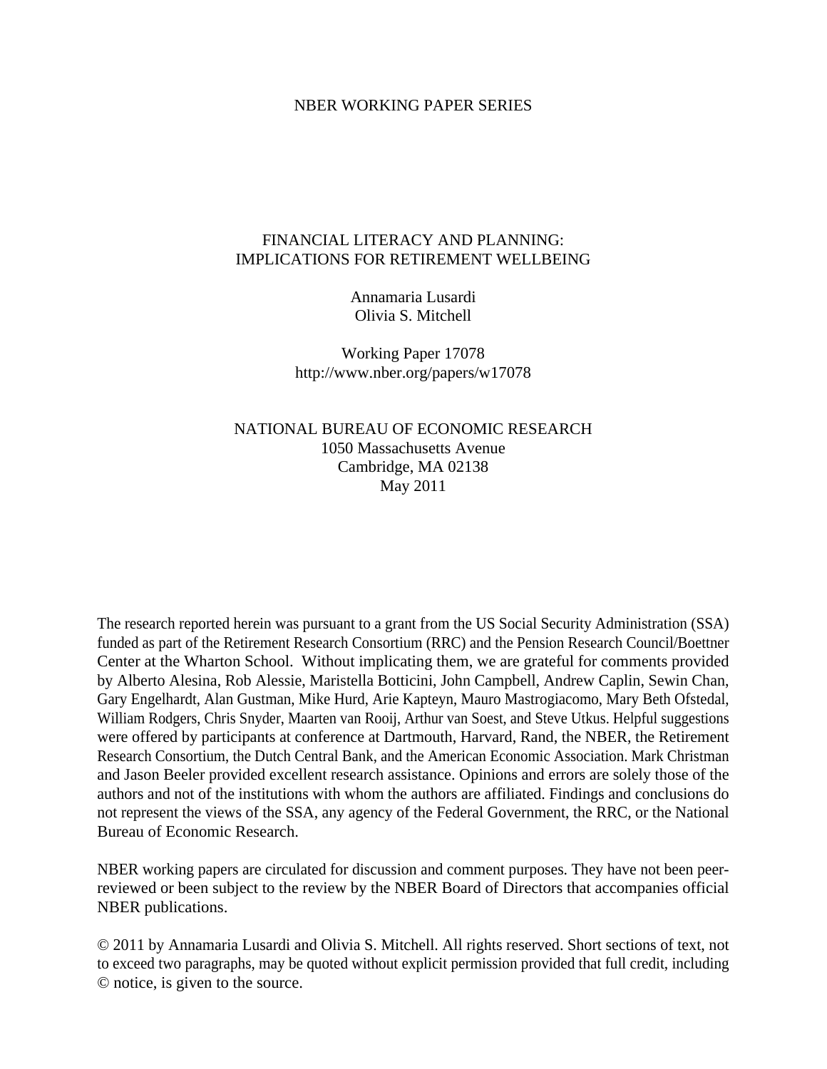NBER WORKING PAPER SERIES

# FINANCIAL LITERACY AND PLANNING: IMPLICATIONS FOR RETIREMENT WELLBEING

Annamaria Lusardi
Olivia S. Mitchell

Working Paper 17078
http://www.nber.org/papers/w17078

NATIONAL BUREAU OF ECONOMIC RESEARCH
1050 Massachusetts Avenue
Cambridge, MA 02138
May 2011

The research reported herein was pursuant to a grant from the US Social Security Administration (SSA) funded as part of the Retirement Research Consortium (RRC) and the Pension Research Council/Boettner Center at the Wharton School. Without implicating them, we are grateful for comments provided by Alberto Alesina, Rob Alessie, Maristella Botticini, John Campbell, Andrew Caplin, Sewin Chan, Gary Engelhardt, Alan Gustman, Mike Hurd, Arie Kapteyn, Mauro Mastrogiacomo, Mary Beth Ofstedal, William Rodgers, Chris Snyder, Maarten van Rooij, Arthur van Soest, and Steve Utkus. Helpful suggestions were offered by participants at conference at Dartmouth, Harvard, Rand, the NBER, the Retirement Research Consortium, the Dutch Central Bank, and the American Economic Association. Mark Christman and Jason Beeler provided excellent research assistance. Opinions and errors are solely those of the authors and not of the institutions with whom the authors are affiliated. Findings and conclusions do not represent the views of the SSA, any agency of the Federal Government, the RRC, or the National Bureau of Economic Research.

NBER working papers are circulated for discussion and comment purposes. They have not been peer-reviewed or been subject to the review by the NBER Board of Directors that accompanies official NBER publications.

© 2011 by Annamaria Lusardi and Olivia S. Mitchell. All rights reserved. Short sections of text, not to exceed two paragraphs, may be quoted without explicit permission provided that full credit, including © notice, is given to the source.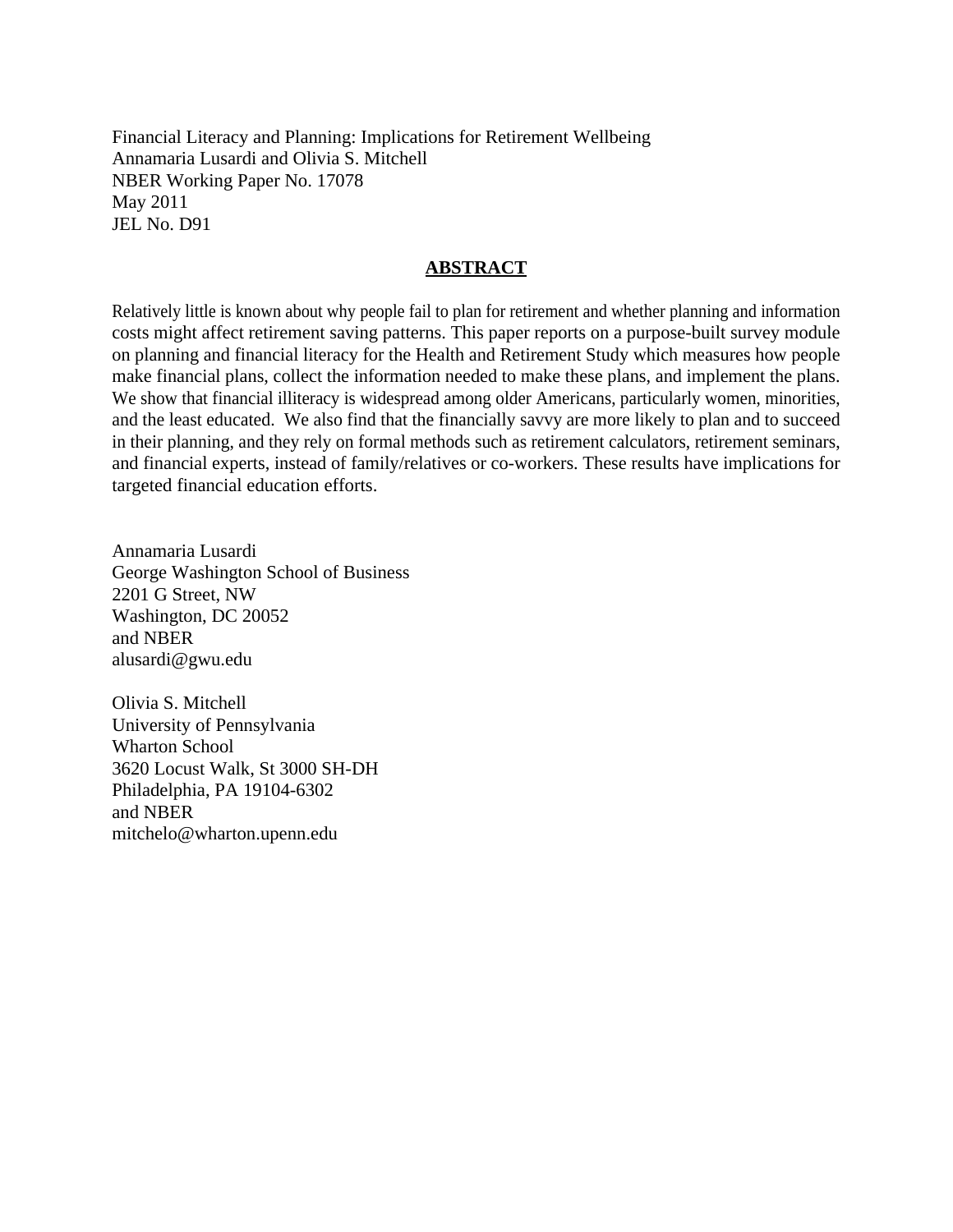Financial Literacy and Planning: Implications for Retirement Wellbeing
Annamaria Lusardi and Olivia S. Mitchell
NBER Working Paper No. 17078
May 2011
JEL No. D91

## ABSTRACT

Relatively little is known about why people fail to plan for retirement and whether planning and information costs might affect retirement saving patterns. This paper reports on a purpose-built survey module on planning and financial literacy for the Health and Retirement Study which measures how people make financial plans, collect the information needed to make these plans, and implement the plans. We show that financial illiteracy is widespread among older Americans, particularly women, minorities, and the least educated. We also find that the financially savvy are more likely to plan and to succeed in their planning, and they rely on formal methods such as retirement calculators, retirement seminars, and financial experts, instead of family/relatives or co-workers. These results have implications for targeted financial education efforts.

Annamaria Lusardi
George Washington School of Business
2201 G Street, NW
Washington, DC 20052
and NBER
alusardi@gwu.edu

Olivia S. Mitchell
University of Pennsylvania
Wharton School
3620 Locust Walk, St 3000 SH-DH
Philadelphia, PA 19104-6302
and NBER
mitchelo@wharton.upenn.edu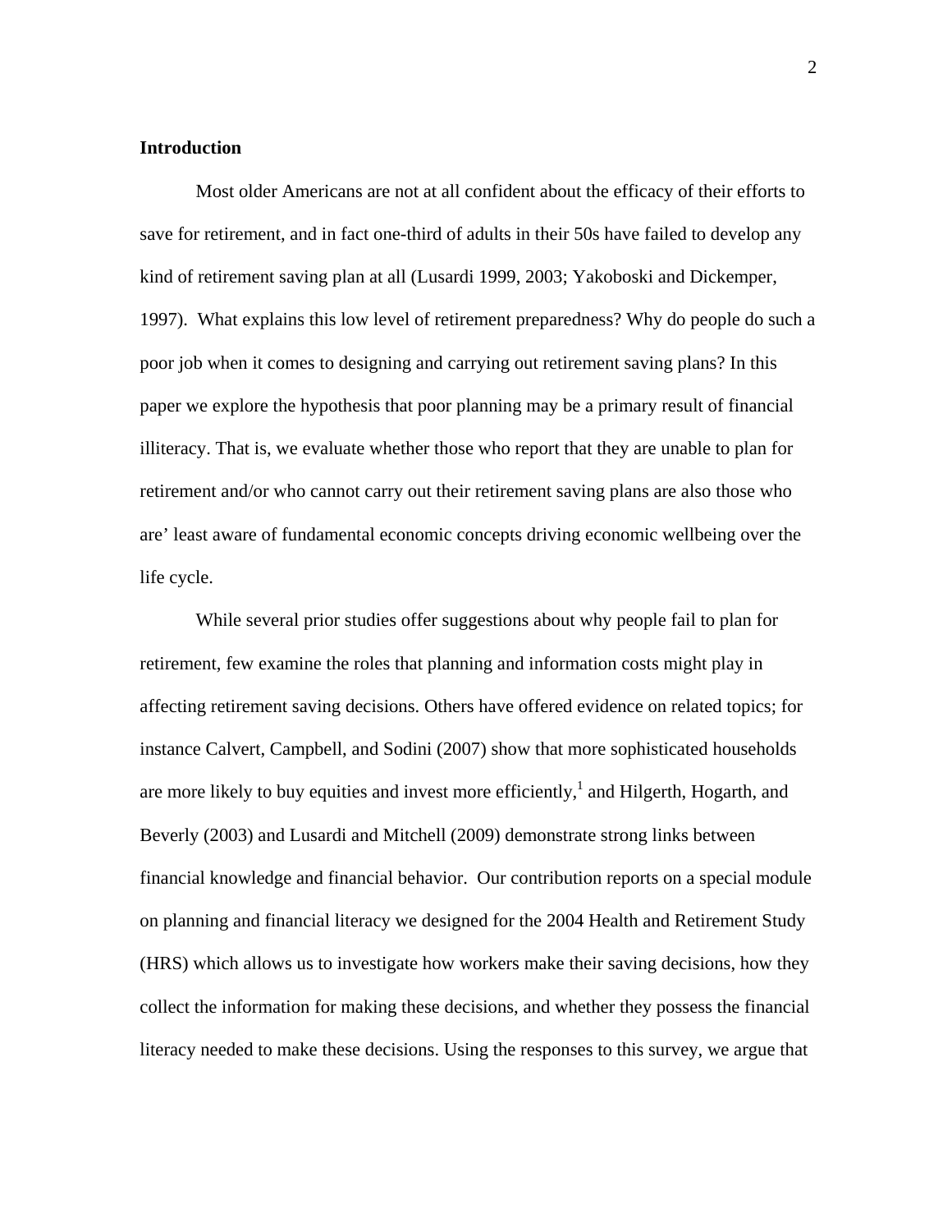**Introduction**

Most older Americans are not at all confident about the efficacy of their efforts to save for retirement, and in fact one-third of adults in their 50s have failed to develop any kind of retirement saving plan at all (Lusardi 1999, 2003; Yakoboski and Dickemper, 1997). What explains this low level of retirement preparedness? Why do people do such a poor job when it comes to designing and carrying out retirement saving plans? In this paper we explore the hypothesis that poor planning may be a primary result of financial illiteracy. That is, we evaluate whether those who report that they are unable to plan for retirement and/or who cannot carry out their retirement saving plans are also those who are' least aware of fundamental economic concepts driving economic wellbeing over the life cycle.

While several prior studies offer suggestions about why people fail to plan for retirement, few examine the roles that planning and information costs might play in affecting retirement saving decisions. Others have offered evidence on related topics; for instance Calvert, Campbell, and Sodini (2007) show that more sophisticated households are more likely to buy equities and invest more efficiently,[1] and Hilgerth, Hogarth, and Beverly (2003) and Lusardi and Mitchell (2009) demonstrate strong links between financial knowledge and financial behavior. Our contribution reports on a special module on planning and financial literacy we designed for the 2004 Health and Retirement Study (HRS) which allows us to investigate how workers make their saving decisions, how they collect the information for making these decisions, and whether they possess the financial literacy needed to make these decisions. Using the responses to this survey, we argue that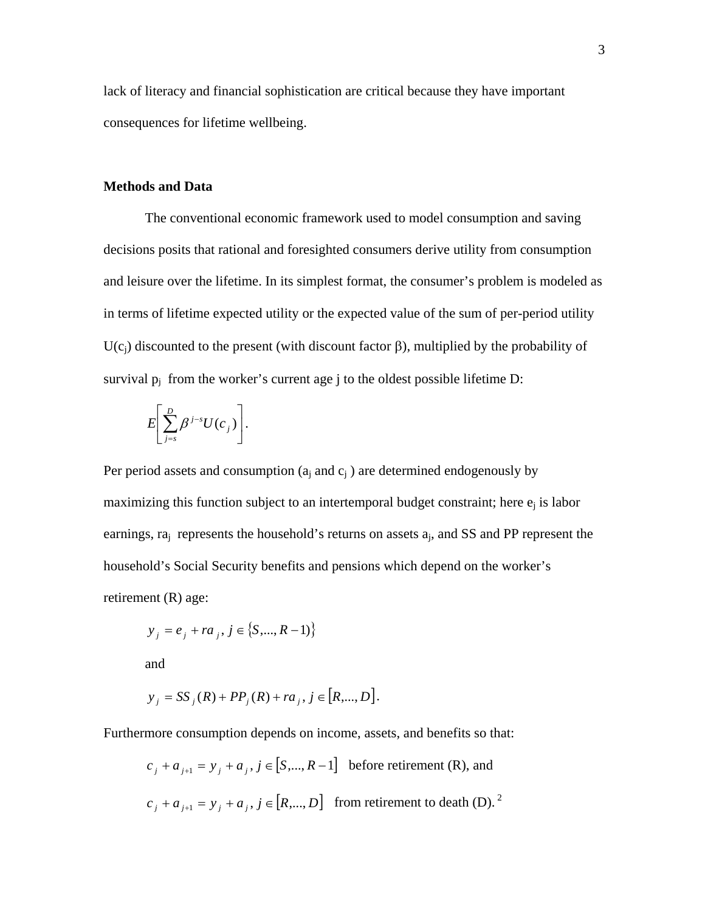lack of literacy and financial sophistication are critical because they have important consequences for lifetime wellbeing.

## Methods and Data

The conventional economic framework used to model consumption and saving decisions posits that rational and foresighted consumers derive utility from consumption and leisure over the lifetime. In its simplest format, the consumer's problem is modeled as in terms of lifetime expected utility or the expected value of the sum of per-period utility $U(c_j)$ discounted to the present (with discount factor $\beta$), multiplied by the probability of survival $p_j$ from the worker's current age j to the oldest possible lifetime D:

$$E\left[\sum_{j=s}^{D} \beta^{j-s} U(c_j)\right].$$

Per period assets and consumption ($a_j$ and $c_j$ ) are determined endogenously by maximizing this function subject to an intertemporal budget constraint; here $e_j$ is labor earnings, $ra_j$ represents the household's returns on assets $a_j$, and SS and PP represent the household's Social Security benefits and pensions which depend on the worker's retirement (R) age:

$$y_j = e_j + ra_j, \; j \in \{S,..., R-1)\}$$

and

$$y_j = SS_j(R) + PP_j(R) + ra_j, \; j \in [R,..., D].$$

Furthermore consumption depends on income, assets, and benefits so that:

$$c_j + a_{j+1} = y_j + a_j, \; j \in [S,..., R-1] \quad \text{before retirement (R), and}$$

$$c_j + a_{j+1} = y_j + a_j, \; j \in [R,..., D] \quad \text{from retirement to death (D).}$$ [2]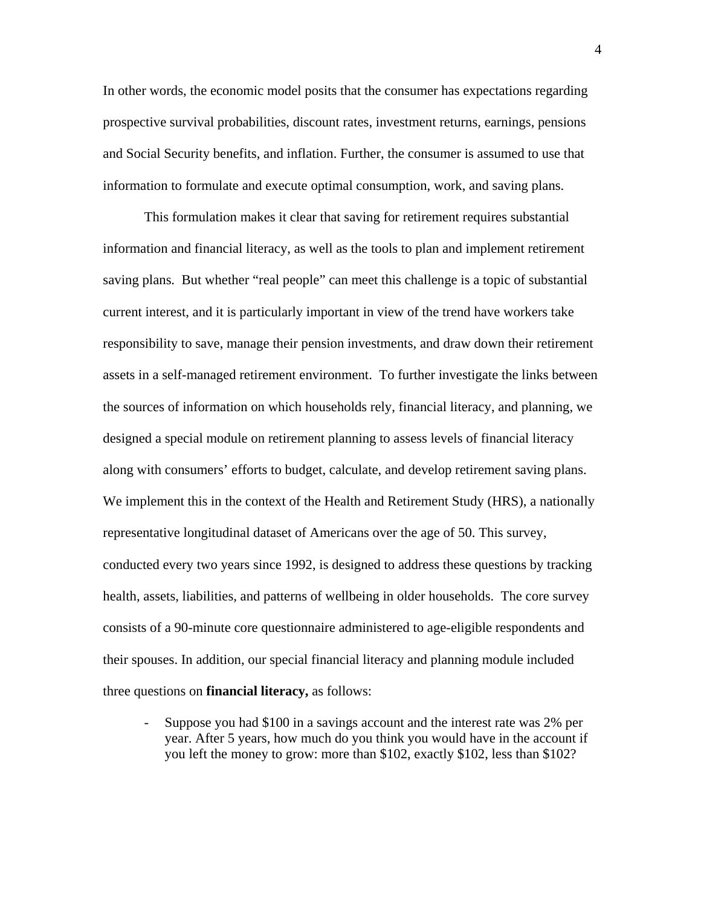In other words, the economic model posits that the consumer has expectations regarding prospective survival probabilities, discount rates, investment returns, earnings, pensions and Social Security benefits, and inflation. Further, the consumer is assumed to use that information to formulate and execute optimal consumption, work, and saving plans.

This formulation makes it clear that saving for retirement requires substantial information and financial literacy, as well as the tools to plan and implement retirement saving plans. But whether "real people" can meet this challenge is a topic of substantial current interest, and it is particularly important in view of the trend have workers take responsibility to save, manage their pension investments, and draw down their retirement assets in a self-managed retirement environment. To further investigate the links between the sources of information on which households rely, financial literacy, and planning, we designed a special module on retirement planning to assess levels of financial literacy along with consumers' efforts to budget, calculate, and develop retirement saving plans. We implement this in the context of the Health and Retirement Study (HRS), a nationally representative longitudinal dataset of Americans over the age of 50. This survey, conducted every two years since 1992, is designed to address these questions by tracking health, assets, liabilities, and patterns of wellbeing in older households. The core survey consists of a 90-minute core questionnaire administered to age-eligible respondents and their spouses. In addition, our special financial literacy and planning module included three questions on **financial literacy,** as follows:

- Suppose you had $100 in a savings account and the interest rate was 2% per year. After 5 years, how much do you think you would have in the account if you left the money to grow: more than $102, exactly $102, less than $102?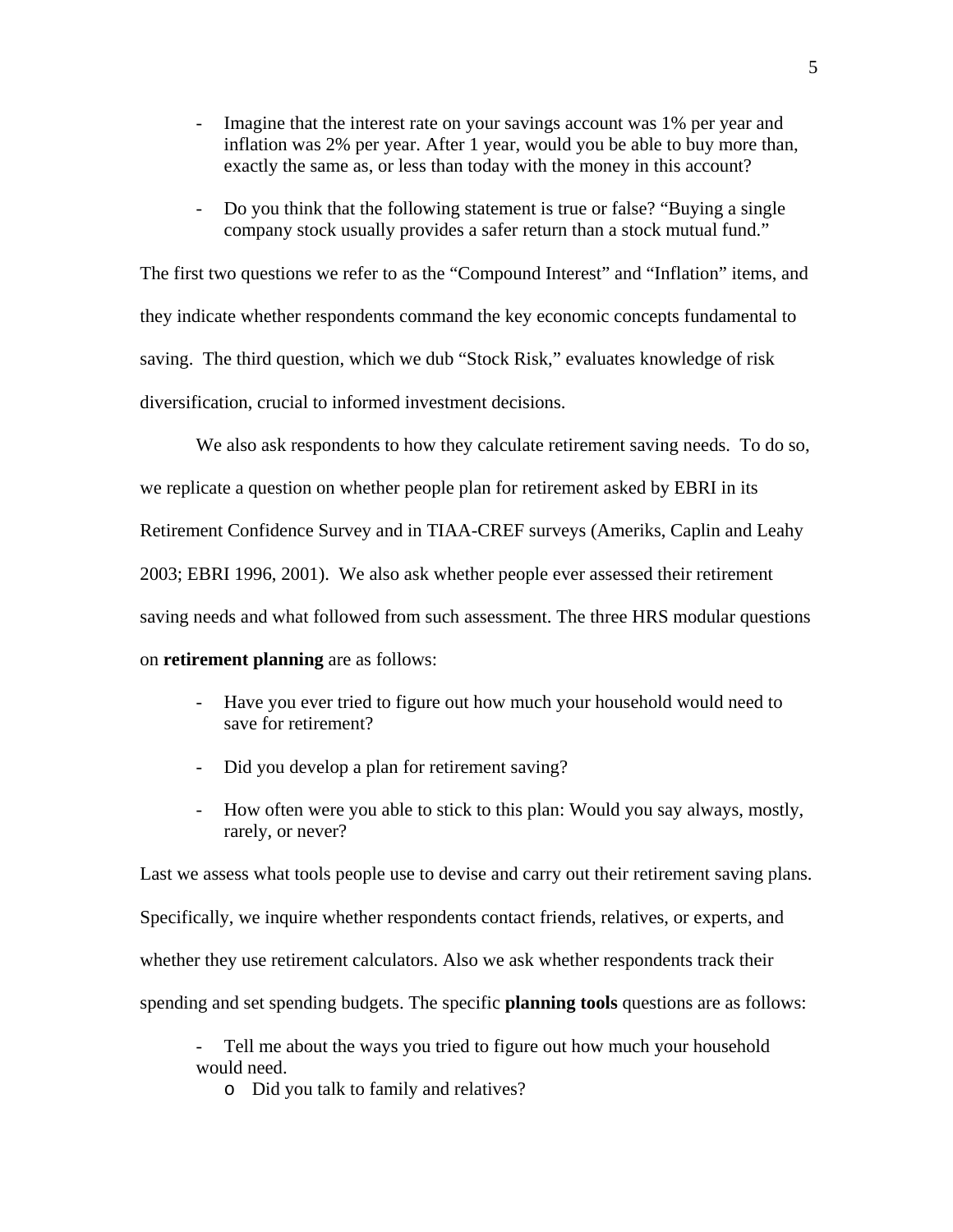- Imagine that the interest rate on your savings account was 1% per year and inflation was 2% per year. After 1 year, would you be able to buy more than, exactly the same as, or less than today with the money in this account?
- Do you think that the following statement is true or false? "Buying a single company stock usually provides a safer return than a stock mutual fund."

The first two questions we refer to as the "Compound Interest" and "Inflation" items, and they indicate whether respondents command the key economic concepts fundamental to saving. The third question, which we dub "Stock Risk," evaluates knowledge of risk diversification, crucial to informed investment decisions.

We also ask respondents to how they calculate retirement saving needs. To do so, we replicate a question on whether people plan for retirement asked by EBRI in its Retirement Confidence Survey and in TIAA-CREF surveys (Ameriks, Caplin and Leahy 2003; EBRI 1996, 2001). We also ask whether people ever assessed their retirement saving needs and what followed from such assessment. The three HRS modular questions on **retirement planning** are as follows:

- Have you ever tried to figure out how much your household would need to save for retirement?
- Did you develop a plan for retirement saving?
- How often were you able to stick to this plan: Would you say always, mostly, rarely, or never?

Last we assess what tools people use to devise and carry out their retirement saving plans. Specifically, we inquire whether respondents contact friends, relatives, or experts, and whether they use retirement calculators. Also we ask whether respondents track their spending and set spending budgets. The specific **planning tools** questions are as follows:

- Tell me about the ways you tried to figure out how much your household would need.
    - Did you talk to family and relatives?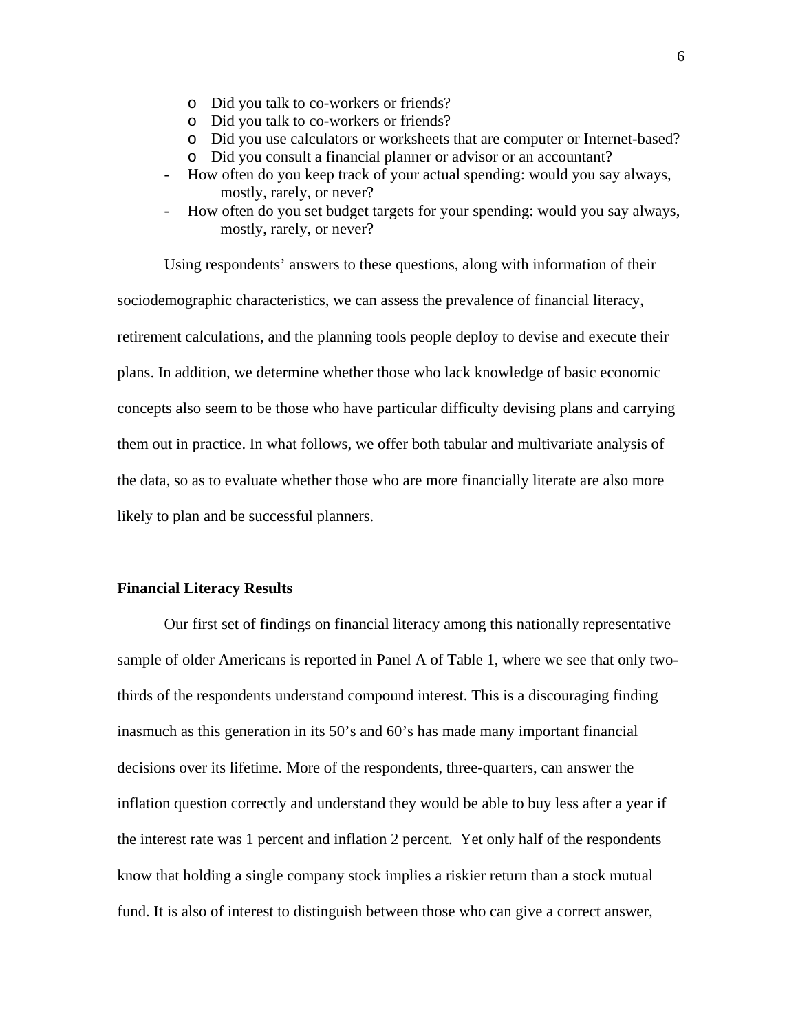- Did you talk to co-workers or friends?
  - Did you talk to co-workers or friends?
  - Did you use calculators or worksheets that are computer or Internet-based?
  - Did you consult a financial planner or advisor or an accountant?
- How often do you keep track of your actual spending: would you say always, mostly, rarely, or never?
- How often do you set budget targets for your spending: would you say always, mostly, rarely, or never?

Using respondents' answers to these questions, along with information of their sociodemographic characteristics, we can assess the prevalence of financial literacy, retirement calculations, and the planning tools people deploy to devise and execute their plans. In addition, we determine whether those who lack knowledge of basic economic concepts also seem to be those who have particular difficulty devising plans and carrying them out in practice. In what follows, we offer both tabular and multivariate analysis of the data, so as to evaluate whether those who are more financially literate are also more likely to plan and be successful planners.

**Financial Literacy Results**

Our first set of findings on financial literacy among this nationally representative sample of older Americans is reported in Panel A of Table 1, where we see that only two-thirds of the respondents understand compound interest. This is a discouraging finding inasmuch as this generation in its 50's and 60's has made many important financial decisions over its lifetime. More of the respondents, three-quarters, can answer the inflation question correctly and understand they would be able to buy less after a year if the interest rate was 1 percent and inflation 2 percent. Yet only half of the respondents know that holding a single company stock implies a riskier return than a stock mutual fund. It is also of interest to distinguish between those who can give a correct answer,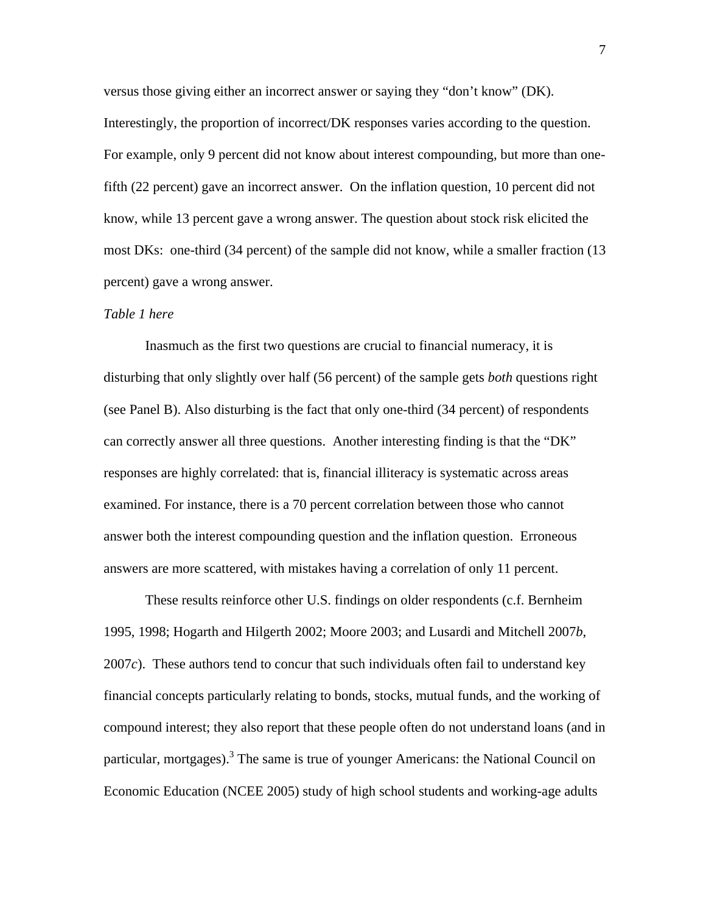versus those giving either an incorrect answer or saying they "don't know" (DK). Interestingly, the proportion of incorrect/DK responses varies according to the question. For example, only 9 percent did not know about interest compounding, but more than one-fifth (22 percent) gave an incorrect answer. On the inflation question, 10 percent did not know, while 13 percent gave a wrong answer. The question about stock risk elicited the most DKs: one-third (34 percent) of the sample did not know, while a smaller fraction (13 percent) gave a wrong answer.

*Table 1 here*

Inasmuch as the first two questions are crucial to financial numeracy, it is disturbing that only slightly over half (56 percent) of the sample gets *both* questions right (see Panel B). Also disturbing is the fact that only one-third (34 percent) of respondents can correctly answer all three questions. Another interesting finding is that the "DK" responses are highly correlated: that is, financial illiteracy is systematic across areas examined. For instance, there is a 70 percent correlation between those who cannot answer both the interest compounding question and the inflation question. Erroneous answers are more scattered, with mistakes having a correlation of only 11 percent.

These results reinforce other U.S. findings on older respondents (c.f. Bernheim 1995, 1998; Hogarth and Hilgerth 2002; Moore 2003; and Lusardi and Mitchell 2007*b*, 2007*c*). These authors tend to concur that such individuals often fail to understand key financial concepts particularly relating to bonds, stocks, mutual funds, and the working of compound interest; they also report that these people often do not understand loans (and in particular, mortgages).[3] The same is true of younger Americans: the National Council on Economic Education (NCEE 2005) study of high school students and working-age adults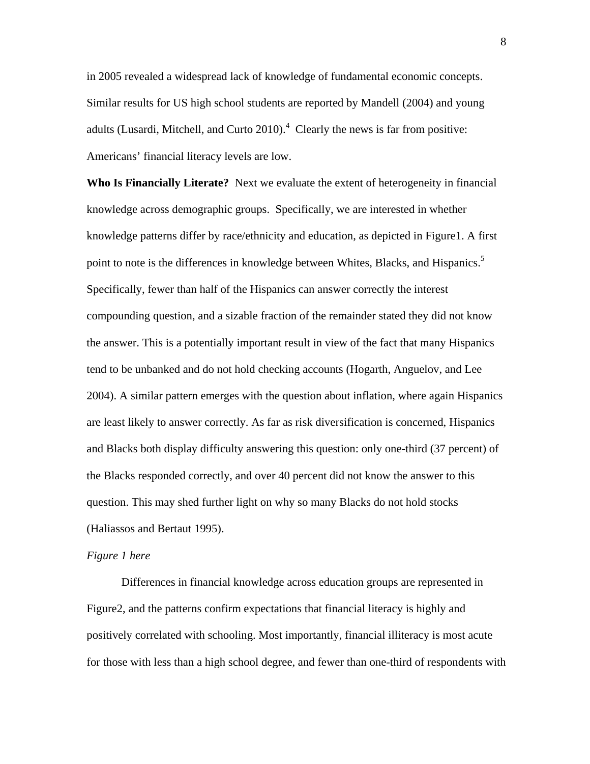in 2005 revealed a widespread lack of knowledge of fundamental economic concepts. Similar results for US high school students are reported by Mandell (2004) and young adults (Lusardi, Mitchell, and Curto 2010).[4] Clearly the news is far from positive: Americans' financial literacy levels are low.

**Who Is Financially Literate?** Next we evaluate the extent of heterogeneity in financial knowledge across demographic groups. Specifically, we are interested in whether knowledge patterns differ by race/ethnicity and education, as depicted in Figure1. A first point to note is the differences in knowledge between Whites, Blacks, and Hispanics.[5] Specifically, fewer than half of the Hispanics can answer correctly the interest compounding question, and a sizable fraction of the remainder stated they did not know the answer. This is a potentially important result in view of the fact that many Hispanics tend to be unbanked and do not hold checking accounts (Hogarth, Anguelov, and Lee 2004). A similar pattern emerges with the question about inflation, where again Hispanics are least likely to answer correctly. As far as risk diversification is concerned, Hispanics and Blacks both display difficulty answering this question: only one-third (37 percent) of the Blacks responded correctly, and over 40 percent did not know the answer to this question. This may shed further light on why so many Blacks do not hold stocks (Haliassos and Bertaut 1995).

*Figure 1 here*

Differences in financial knowledge across education groups are represented in Figure2, and the patterns confirm expectations that financial literacy is highly and positively correlated with schooling. Most importantly, financial illiteracy is most acute for those with less than a high school degree, and fewer than one-third of respondents with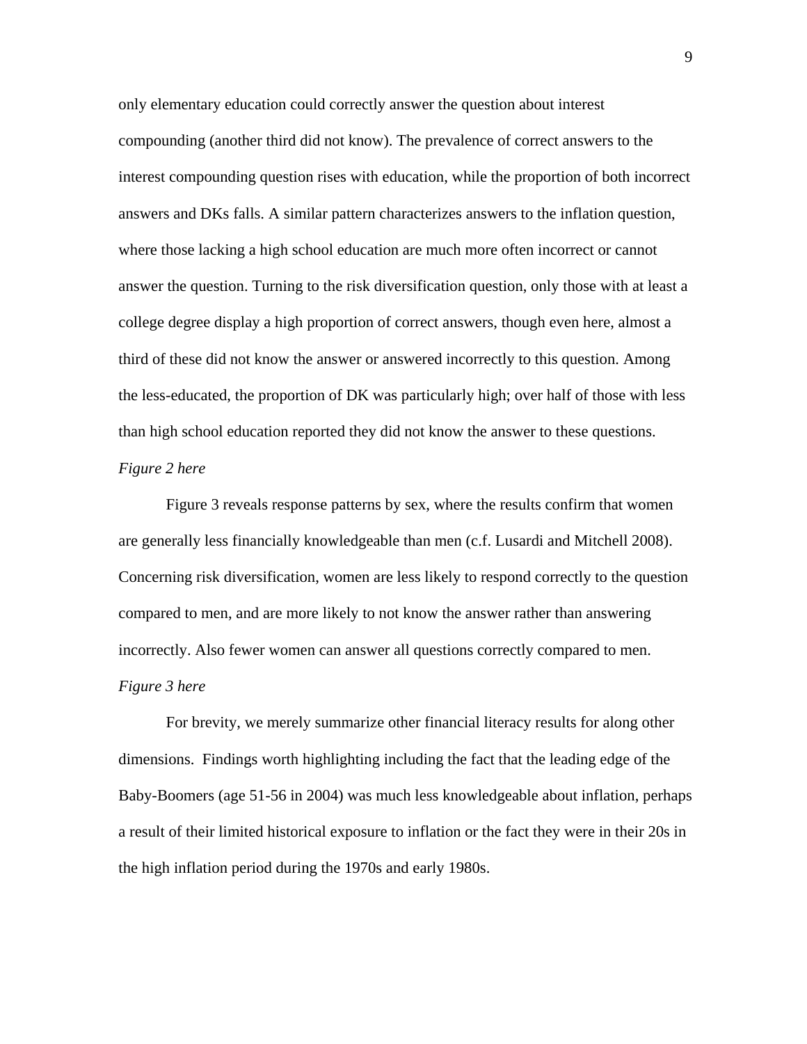only elementary education could correctly answer the question about interest compounding (another third did not know). The prevalence of correct answers to the interest compounding question rises with education, while the proportion of both incorrect answers and DKs falls. A similar pattern characterizes answers to the inflation question, where those lacking a high school education are much more often incorrect or cannot answer the question. Turning to the risk diversification question, only those with at least a college degree display a high proportion of correct answers, though even here, almost a third of these did not know the answer or answered incorrectly to this question. Among the less-educated, the proportion of DK was particularly high; over half of those with less than high school education reported they did not know the answer to these questions.

*Figure 2 here*

Figure 3 reveals response patterns by sex, where the results confirm that women are generally less financially knowledgeable than men (c.f. Lusardi and Mitchell 2008). Concerning risk diversification, women are less likely to respond correctly to the question compared to men, and are more likely to not know the answer rather than answering incorrectly. Also fewer women can answer all questions correctly compared to men.

*Figure 3 here*

For brevity, we merely summarize other financial literacy results for along other dimensions. Findings worth highlighting including the fact that the leading edge of the Baby-Boomers (age 51-56 in 2004) was much less knowledgeable about inflation, perhaps a result of their limited historical exposure to inflation or the fact they were in their 20s in the high inflation period during the 1970s and early 1980s.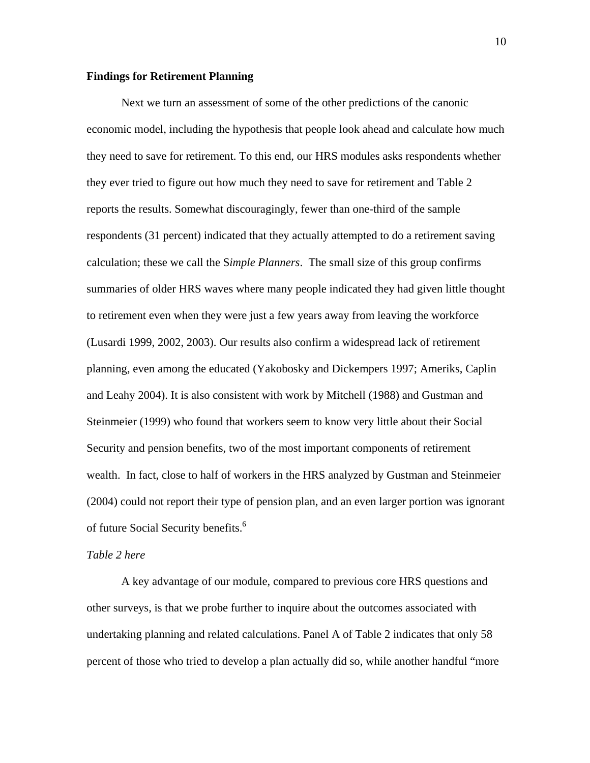**Findings for Retirement Planning**

Next we turn an assessment of some of the other predictions of the canonic economic model, including the hypothesis that people look ahead and calculate how much they need to save for retirement. To this end, our HRS modules asks respondents whether they ever tried to figure out how much they need to save for retirement and Table 2 reports the results. Somewhat discouragingly, fewer than one-third of the sample respondents (31 percent) indicated that they actually attempted to do a retirement saving calculation; these we call the S*imple Planners*. The small size of this group confirms summaries of older HRS waves where many people indicated they had given little thought to retirement even when they were just a few years away from leaving the workforce (Lusardi 1999, 2002, 2003). Our results also confirm a widespread lack of retirement planning, even among the educated (Yakobosky and Dickempers 1997; Ameriks, Caplin and Leahy 2004). It is also consistent with work by Mitchell (1988) and Gustman and Steinmeier (1999) who found that workers seem to know very little about their Social Security and pension benefits, two of the most important components of retirement wealth. In fact, close to half of workers in the HRS analyzed by Gustman and Steinmeier (2004) could not report their type of pension plan, and an even larger portion was ignorant of future Social Security benefits.[6]

*Table 2 here*

A key advantage of our module, compared to previous core HRS questions and other surveys, is that we probe further to inquire about the outcomes associated with undertaking planning and related calculations. Panel A of Table 2 indicates that only 58 percent of those who tried to develop a plan actually did so, while another handful "more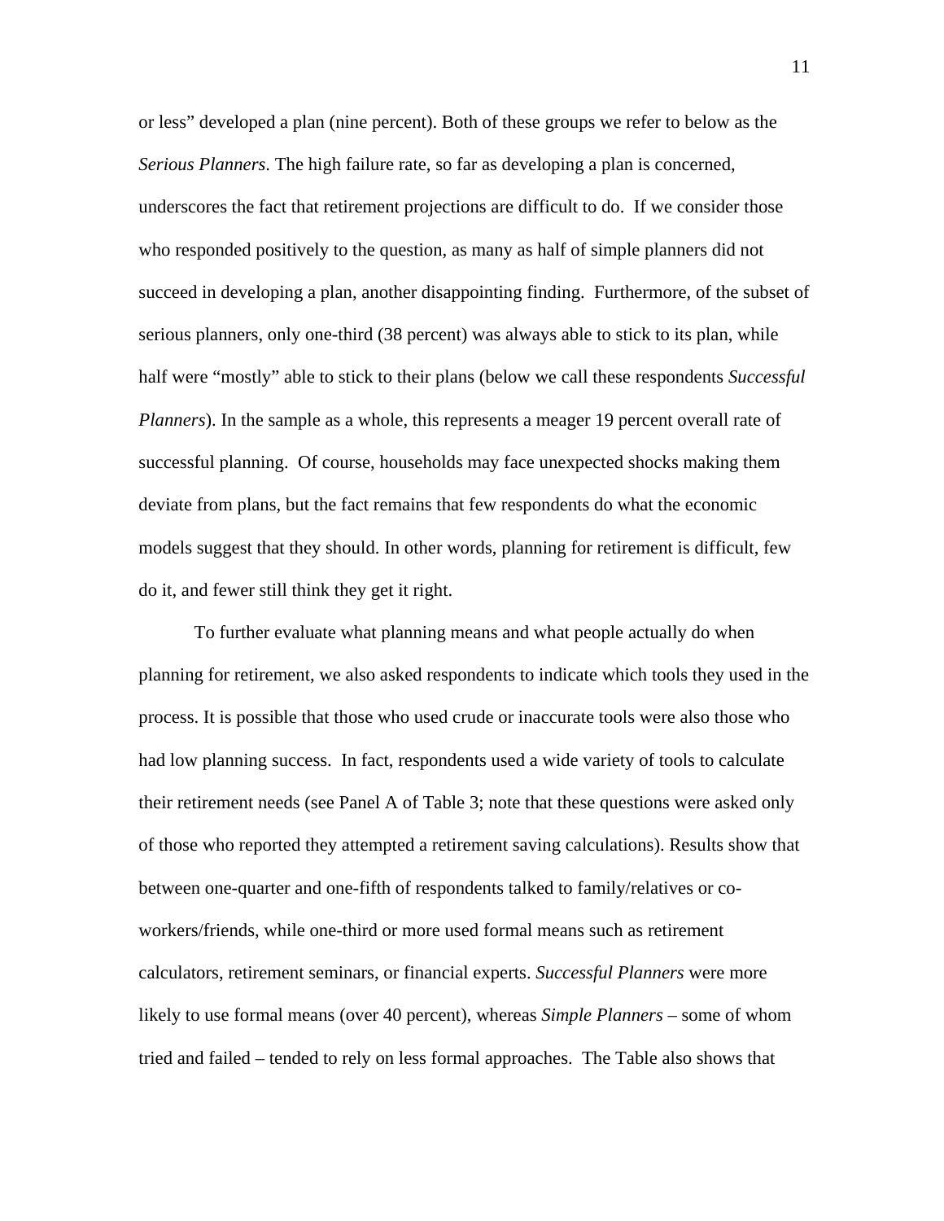or less" developed a plan (nine percent). Both of these groups we refer to below as the *Serious Planners*. The high failure rate, so far as developing a plan is concerned, underscores the fact that retirement projections are difficult to do. If we consider those who responded positively to the question, as many as half of simple planners did not succeed in developing a plan, another disappointing finding. Furthermore, of the subset of serious planners, only one-third (38 percent) was always able to stick to its plan, while half were "mostly" able to stick to their plans (below we call these respondents *Successful Planners*). In the sample as a whole, this represents a meager 19 percent overall rate of successful planning. Of course, households may face unexpected shocks making them deviate from plans, but the fact remains that few respondents do what the economic models suggest that they should. In other words, planning for retirement is difficult, few do it, and fewer still think they get it right.

To further evaluate what planning means and what people actually do when planning for retirement, we also asked respondents to indicate which tools they used in the process. It is possible that those who used crude or inaccurate tools were also those who had low planning success. In fact, respondents used a wide variety of tools to calculate their retirement needs (see Panel A of Table 3; note that these questions were asked only of those who reported they attempted a retirement saving calculations). Results show that between one-quarter and one-fifth of respondents talked to family/relatives or co-workers/friends, while one-third or more used formal means such as retirement calculators, retirement seminars, or financial experts. *Successful Planners* were more likely to use formal means (over 40 percent), whereas *Simple Planners* – some of whom tried and failed – tended to rely on less formal approaches. The Table also shows that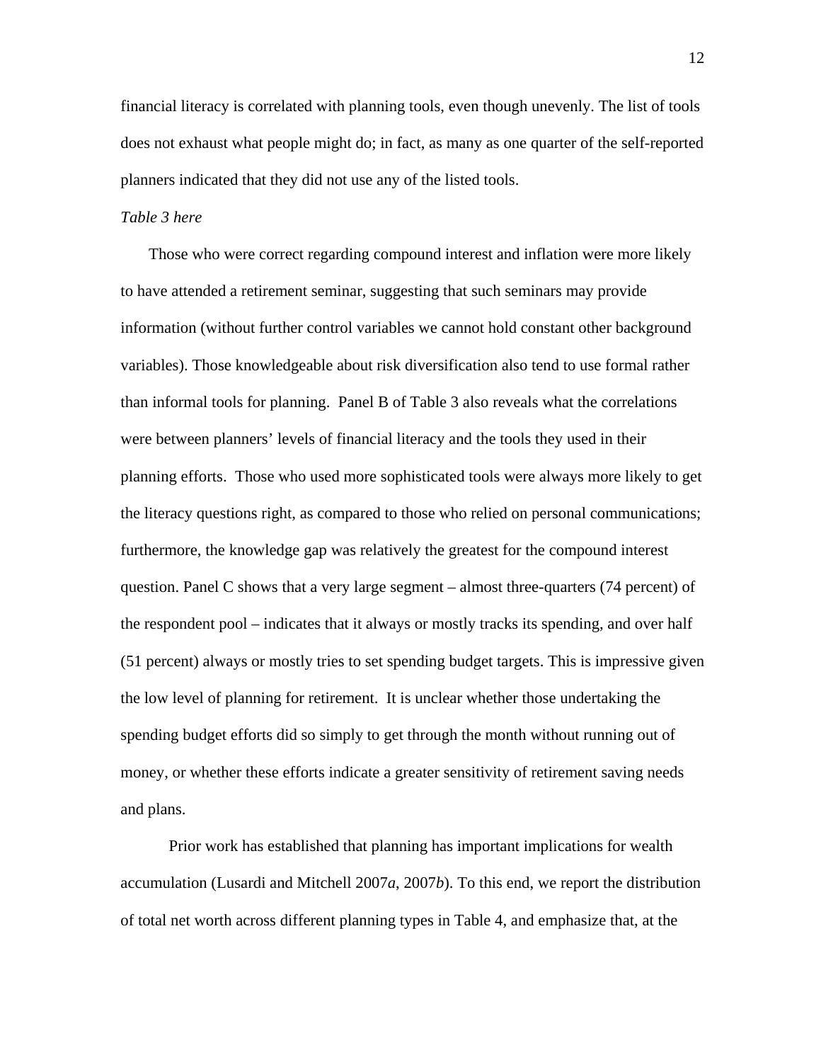financial literacy is correlated with planning tools, even though unevenly. The list of tools does not exhaust what people might do; in fact, as many as one quarter of the self-reported planners indicated that they did not use any of the listed tools.

*Table 3 here*

Those who were correct regarding compound interest and inflation were more likely to have attended a retirement seminar, suggesting that such seminars may provide information (without further control variables we cannot hold constant other background variables). Those knowledgeable about risk diversification also tend to use formal rather than informal tools for planning. Panel B of Table 3 also reveals what the correlations were between planners' levels of financial literacy and the tools they used in their planning efforts. Those who used more sophisticated tools were always more likely to get the literacy questions right, as compared to those who relied on personal communications; furthermore, the knowledge gap was relatively the greatest for the compound interest question. Panel C shows that a very large segment – almost three-quarters (74 percent) of the respondent pool – indicates that it always or mostly tracks its spending, and over half (51 percent) always or mostly tries to set spending budget targets. This is impressive given the low level of planning for retirement. It is unclear whether those undertaking the spending budget efforts did so simply to get through the month without running out of money, or whether these efforts indicate a greater sensitivity of retirement saving needs and plans.

Prior work has established that planning has important implications for wealth accumulation (Lusardi and Mitchell 2007*a*, 2007*b*). To this end, we report the distribution of total net worth across different planning types in Table 4, and emphasize that, at the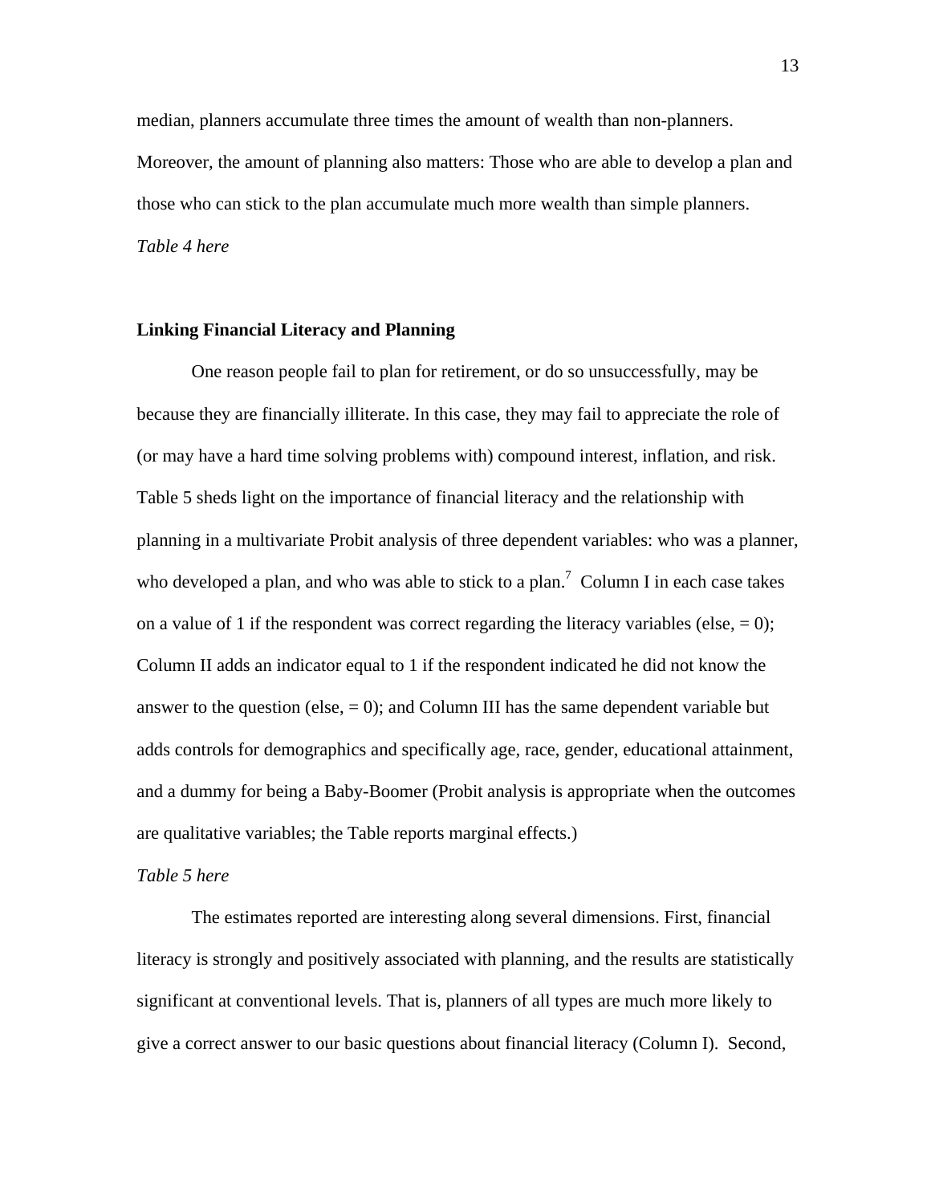median, planners accumulate three times the amount of wealth than non-planners. Moreover, the amount of planning also matters: Those who are able to develop a plan and those who can stick to the plan accumulate much more wealth than simple planners.

*Table 4 here*

**Linking Financial Literacy and Planning**

One reason people fail to plan for retirement, or do so unsuccessfully, may be because they are financially illiterate. In this case, they may fail to appreciate the role of (or may have a hard time solving problems with) compound interest, inflation, and risk. Table 5 sheds light on the importance of financial literacy and the relationship with planning in a multivariate Probit analysis of three dependent variables: who was a planner, who developed a plan, and who was able to stick to a plan.[7] Column I in each case takes on a value of 1 if the respondent was correct regarding the literacy variables (else, = 0); Column II adds an indicator equal to 1 if the respondent indicated he did not know the answer to the question (else, = 0); and Column III has the same dependent variable but adds controls for demographics and specifically age, race, gender, educational attainment, and a dummy for being a Baby-Boomer (Probit analysis is appropriate when the outcomes are qualitative variables; the Table reports marginal effects.)

*Table 5 here*

The estimates reported are interesting along several dimensions. First, financial literacy is strongly and positively associated with planning, and the results are statistically significant at conventional levels. That is, planners of all types are much more likely to give a correct answer to our basic questions about financial literacy (Column I). Second,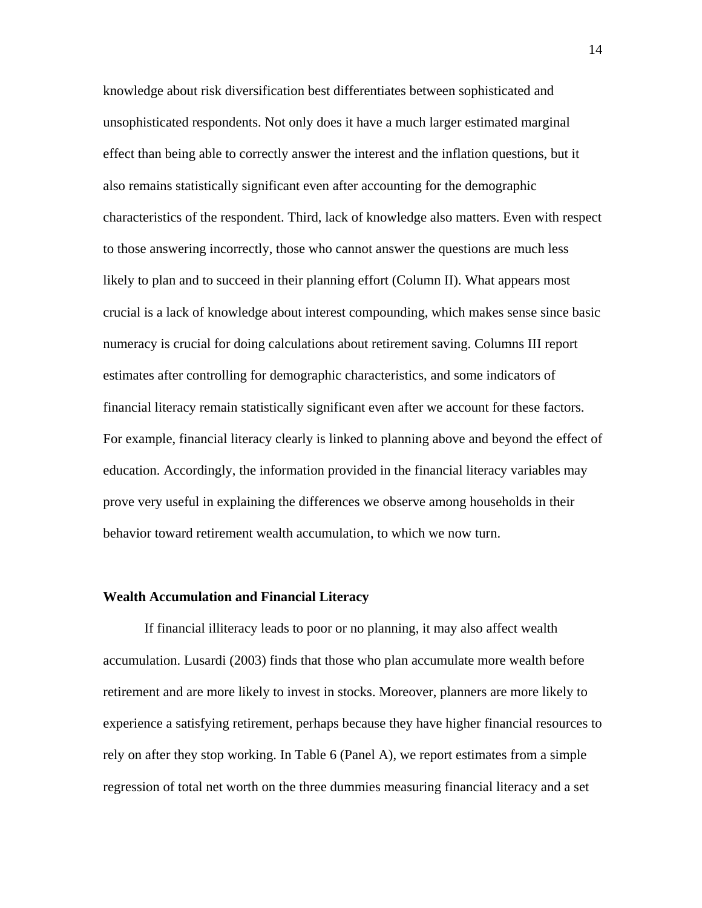knowledge about risk diversification best differentiates between sophisticated and unsophisticated respondents. Not only does it have a much larger estimated marginal effect than being able to correctly answer the interest and the inflation questions, but it also remains statistically significant even after accounting for the demographic characteristics of the respondent. Third, lack of knowledge also matters. Even with respect to those answering incorrectly, those who cannot answer the questions are much less likely to plan and to succeed in their planning effort (Column II). What appears most crucial is a lack of knowledge about interest compounding, which makes sense since basic numeracy is crucial for doing calculations about retirement saving. Columns III report estimates after controlling for demographic characteristics, and some indicators of financial literacy remain statistically significant even after we account for these factors. For example, financial literacy clearly is linked to planning above and beyond the effect of education. Accordingly, the information provided in the financial literacy variables may prove very useful in explaining the differences we observe among households in their behavior toward retirement wealth accumulation, to which we now turn.

**Wealth Accumulation and Financial Literacy**

If financial illiteracy leads to poor or no planning, it may also affect wealth accumulation. Lusardi (2003) finds that those who plan accumulate more wealth before retirement and are more likely to invest in stocks. Moreover, planners are more likely to experience a satisfying retirement, perhaps because they have higher financial resources to rely on after they stop working. In Table 6 (Panel A), we report estimates from a simple regression of total net worth on the three dummies measuring financial literacy and a set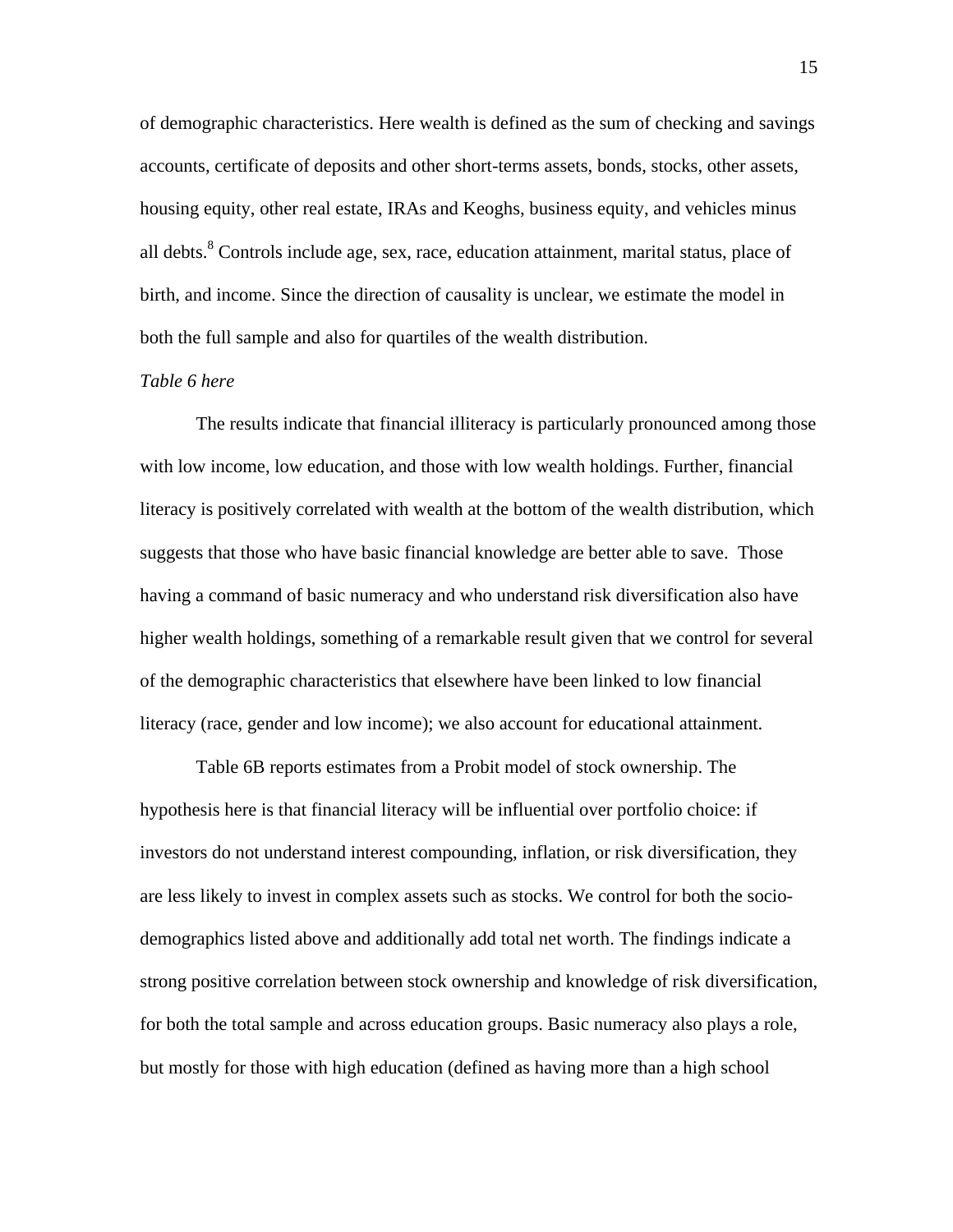of demographic characteristics. Here wealth is defined as the sum of checking and savings accounts, certificate of deposits and other short-terms assets, bonds, stocks, other assets, housing equity, other real estate, IRAs and Keoghs, business equity, and vehicles minus all debts.[8] Controls include age, sex, race, education attainment, marital status, place of birth, and income. Since the direction of causality is unclear, we estimate the model in both the full sample and also for quartiles of the wealth distribution.

*Table 6 here*

The results indicate that financial illiteracy is particularly pronounced among those with low income, low education, and those with low wealth holdings. Further, financial literacy is positively correlated with wealth at the bottom of the wealth distribution, which suggests that those who have basic financial knowledge are better able to save. Those having a command of basic numeracy and who understand risk diversification also have higher wealth holdings, something of a remarkable result given that we control for several of the demographic characteristics that elsewhere have been linked to low financial literacy (race, gender and low income); we also account for educational attainment.

Table 6B reports estimates from a Probit model of stock ownership. The hypothesis here is that financial literacy will be influential over portfolio choice: if investors do not understand interest compounding, inflation, or risk diversification, they are less likely to invest in complex assets such as stocks. We control for both the socio-demographics listed above and additionally add total net worth. The findings indicate a strong positive correlation between stock ownership and knowledge of risk diversification, for both the total sample and across education groups. Basic numeracy also plays a role, but mostly for those with high education (defined as having more than a high school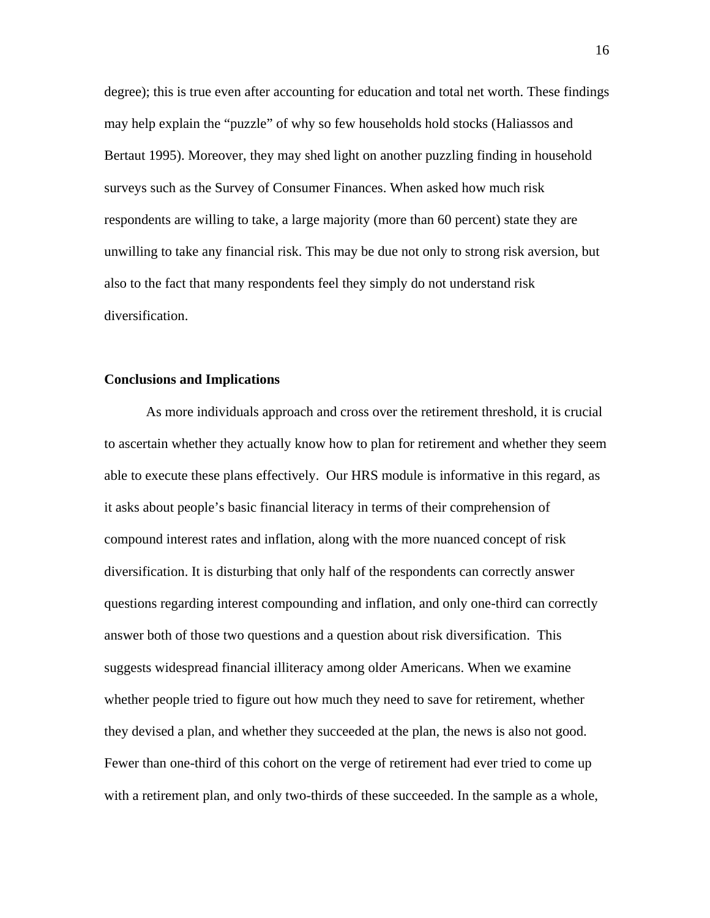degree); this is true even after accounting for education and total net worth. These findings may help explain the "puzzle" of why so few households hold stocks (Haliassos and Bertaut 1995). Moreover, they may shed light on another puzzling finding in household surveys such as the Survey of Consumer Finances. When asked how much risk respondents are willing to take, a large majority (more than 60 percent) state they are unwilling to take any financial risk. This may be due not only to strong risk aversion, but also to the fact that many respondents feel they simply do not understand risk diversification.

**Conclusions and Implications**

As more individuals approach and cross over the retirement threshold, it is crucial to ascertain whether they actually know how to plan for retirement and whether they seem able to execute these plans effectively. Our HRS module is informative in this regard, as it asks about people's basic financial literacy in terms of their comprehension of compound interest rates and inflation, along with the more nuanced concept of risk diversification. It is disturbing that only half of the respondents can correctly answer questions regarding interest compounding and inflation, and only one-third can correctly answer both of those two questions and a question about risk diversification. This suggests widespread financial illiteracy among older Americans. When we examine whether people tried to figure out how much they need to save for retirement, whether they devised a plan, and whether they succeeded at the plan, the news is also not good. Fewer than one-third of this cohort on the verge of retirement had ever tried to come up with a retirement plan, and only two-thirds of these succeeded. In the sample as a whole,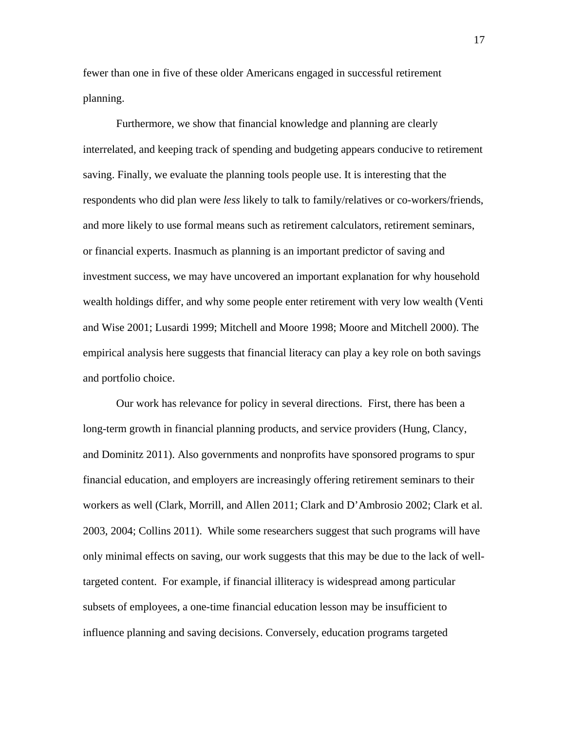fewer than one in five of these older Americans engaged in successful retirement planning.

Furthermore, we show that financial knowledge and planning are clearly interrelated, and keeping track of spending and budgeting appears conducive to retirement saving. Finally, we evaluate the planning tools people use. It is interesting that the respondents who did plan were *less* likely to talk to family/relatives or co-workers/friends, and more likely to use formal means such as retirement calculators, retirement seminars, or financial experts. Inasmuch as planning is an important predictor of saving and investment success, we may have uncovered an important explanation for why household wealth holdings differ, and why some people enter retirement with very low wealth (Venti and Wise 2001; Lusardi 1999; Mitchell and Moore 1998; Moore and Mitchell 2000). The empirical analysis here suggests that financial literacy can play a key role on both savings and portfolio choice.

Our work has relevance for policy in several directions. First, there has been a long-term growth in financial planning products, and service providers (Hung, Clancy, and Dominitz 2011). Also governments and nonprofits have sponsored programs to spur financial education, and employers are increasingly offering retirement seminars to their workers as well (Clark, Morrill, and Allen 2011; Clark and D'Ambrosio 2002; Clark et al. 2003, 2004; Collins 2011). While some researchers suggest that such programs will have only minimal effects on saving, our work suggests that this may be due to the lack of well-targeted content. For example, if financial illiteracy is widespread among particular subsets of employees, a one-time financial education lesson may be insufficient to influence planning and saving decisions. Conversely, education programs targeted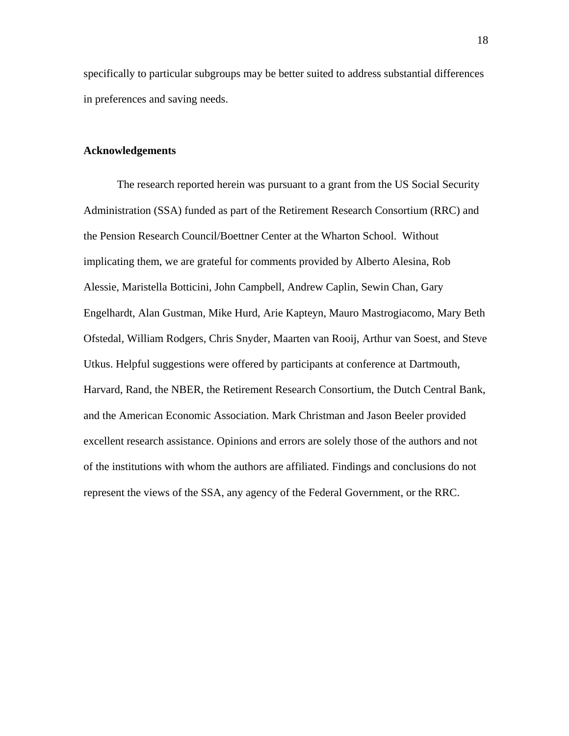specifically to particular subgroups may be better suited to address substantial differences in preferences and saving needs.

## Acknowledgements

The research reported herein was pursuant to a grant from the US Social Security Administration (SSA) funded as part of the Retirement Research Consortium (RRC) and the Pension Research Council/Boettner Center at the Wharton School. Without implicating them, we are grateful for comments provided by Alberto Alesina, Rob Alessie, Maristella Botticini, John Campbell, Andrew Caplin, Sewin Chan, Gary Engelhardt, Alan Gustman, Mike Hurd, Arie Kapteyn, Mauro Mastrogiacomo, Mary Beth Ofstedal, William Rodgers, Chris Snyder, Maarten van Rooij, Arthur van Soest, and Steve Utkus. Helpful suggestions were offered by participants at conference at Dartmouth, Harvard, Rand, the NBER, the Retirement Research Consortium, the Dutch Central Bank, and the American Economic Association. Mark Christman and Jason Beeler provided excellent research assistance. Opinions and errors are solely those of the authors and not of the institutions with whom the authors are affiliated. Findings and conclusions do not represent the views of the SSA, any agency of the Federal Government, or the RRC.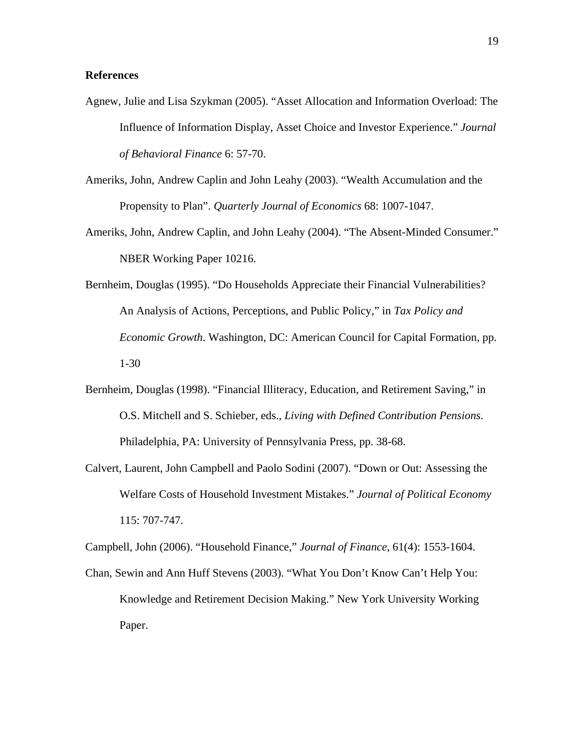**References**

Agnew, Julie and Lisa Szykman (2005). "Asset Allocation and Information Overload: The Influence of Information Display, Asset Choice and Investor Experience." *Journal of Behavioral Finance* 6: 57-70.

Ameriks, John, Andrew Caplin and John Leahy (2003). "Wealth Accumulation and the Propensity to Plan". *Quarterly Journal of Economics* 68: 1007-1047.

Ameriks, John, Andrew Caplin, and John Leahy (2004). "The Absent-Minded Consumer." NBER Working Paper 10216.

Bernheim, Douglas (1995). "Do Households Appreciate their Financial Vulnerabilities? An Analysis of Actions, Perceptions, and Public Policy," in *Tax Policy and Economic Growth*. Washington, DC: American Council for Capital Formation, pp. 1-30

Bernheim, Douglas (1998). "Financial Illiteracy, Education, and Retirement Saving," in O.S. Mitchell and S. Schieber, eds., *Living with Defined Contribution Pensions*. Philadelphia, PA: University of Pennsylvania Press, pp. 38-68.

Calvert, Laurent, John Campbell and Paolo Sodini (2007). "Down or Out: Assessing the Welfare Costs of Household Investment Mistakes." *Journal of Political Economy* 115: 707-747.

Campbell, John (2006). "Household Finance," *Journal of Finance*, 61(4): 1553-1604.

Chan, Sewin and Ann Huff Stevens (2003). "What You Don't Know Can't Help You: Knowledge and Retirement Decision Making." New York University Working Paper.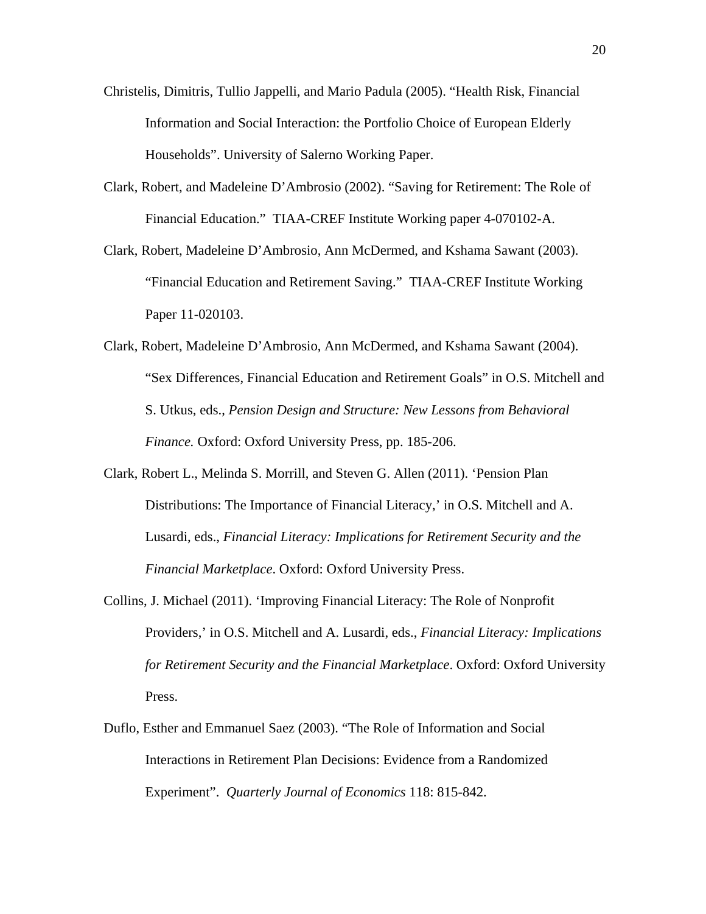Christelis, Dimitris, Tullio Jappelli, and Mario Padula (2005). "Health Risk, Financial Information and Social Interaction: the Portfolio Choice of European Elderly Households". University of Salerno Working Paper.

Clark, Robert, and Madeleine D'Ambrosio (2002). "Saving for Retirement: The Role of Financial Education." TIAA-CREF Institute Working paper 4-070102-A.

Clark, Robert, Madeleine D'Ambrosio, Ann McDermed, and Kshama Sawant (2003). "Financial Education and Retirement Saving." TIAA-CREF Institute Working Paper 11-020103.

Clark, Robert, Madeleine D'Ambrosio, Ann McDermed, and Kshama Sawant (2004). "Sex Differences, Financial Education and Retirement Goals" in O.S. Mitchell and S. Utkus, eds., *Pension Design and Structure: New Lessons from Behavioral Finance.* Oxford: Oxford University Press, pp. 185-206.

Clark, Robert L., Melinda S. Morrill, and Steven G. Allen (2011). 'Pension Plan Distributions: The Importance of Financial Literacy,' in O.S. Mitchell and A. Lusardi, eds., *Financial Literacy: Implications for Retirement Security and the Financial Marketplace*. Oxford: Oxford University Press.

Collins, J. Michael (2011). 'Improving Financial Literacy: The Role of Nonprofit Providers,' in O.S. Mitchell and A. Lusardi, eds., *Financial Literacy: Implications for Retirement Security and the Financial Marketplace*. Oxford: Oxford University Press.

Duflo, Esther and Emmanuel Saez (2003). "The Role of Information and Social Interactions in Retirement Plan Decisions: Evidence from a Randomized Experiment". *Quarterly Journal of Economics* 118: 815-842.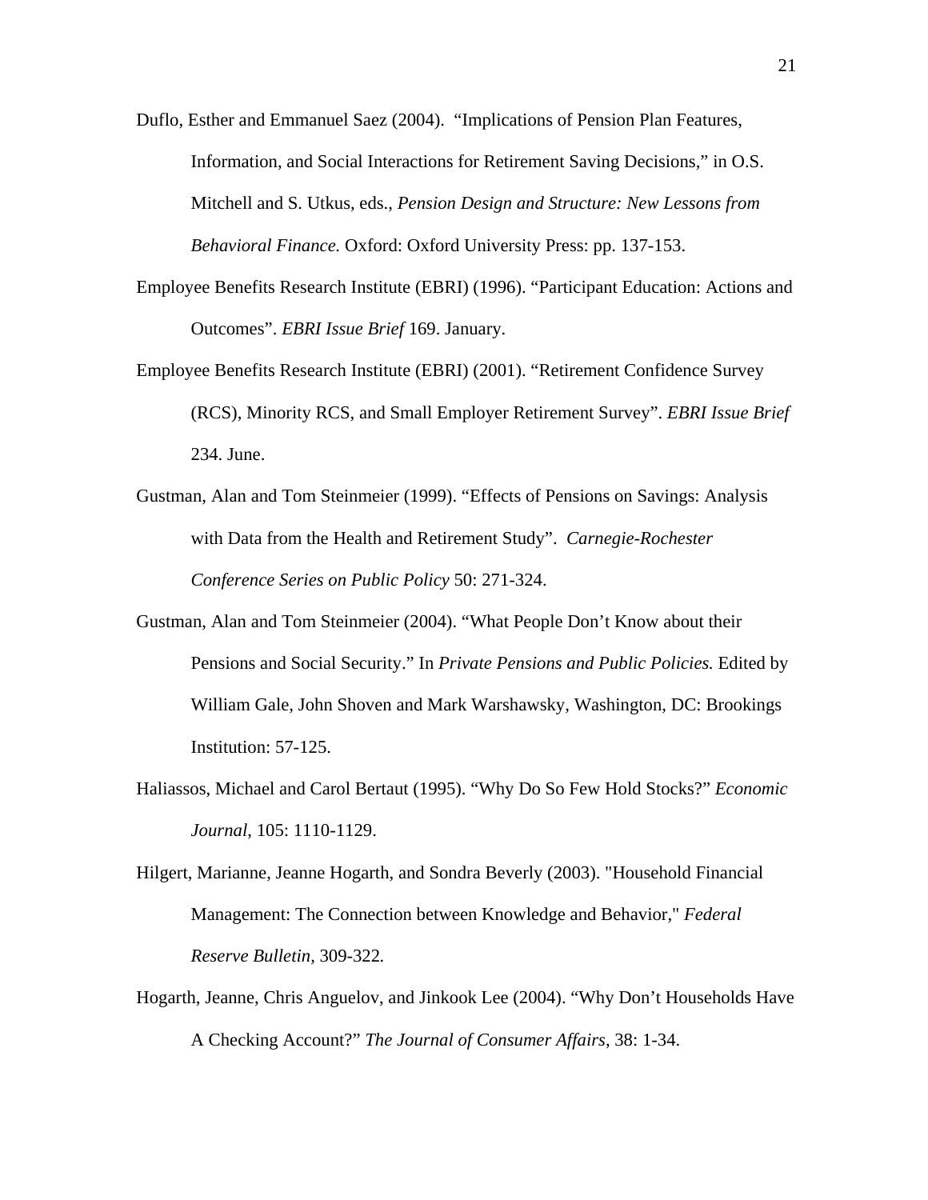Duflo, Esther and Emmanuel Saez (2004). "Implications of Pension Plan Features, Information, and Social Interactions for Retirement Saving Decisions," in O.S. Mitchell and S. Utkus, eds., *Pension Design and Structure: New Lessons from Behavioral Finance.* Oxford: Oxford University Press: pp. 137-153.

Employee Benefits Research Institute (EBRI) (1996). "Participant Education: Actions and Outcomes". *EBRI Issue Brief* 169. January.

Employee Benefits Research Institute (EBRI) (2001). "Retirement Confidence Survey (RCS), Minority RCS, and Small Employer Retirement Survey". *EBRI Issue Brief* 234. June.

Gustman, Alan and Tom Steinmeier (1999). "Effects of Pensions on Savings: Analysis with Data from the Health and Retirement Study". *Carnegie-Rochester Conference Series on Public Policy* 50: 271-324.

Gustman, Alan and Tom Steinmeier (2004). "What People Don't Know about their Pensions and Social Security." In *Private Pensions and Public Policies.* Edited by William Gale, John Shoven and Mark Warshawsky, Washington, DC: Brookings Institution: 57-125.

Haliassos, Michael and Carol Bertaut (1995). "Why Do So Few Hold Stocks?" *Economic Journal*, 105: 1110-1129.

Hilgert, Marianne, Jeanne Hogarth, and Sondra Beverly (2003). "Household Financial Management: The Connection between Knowledge and Behavior," *Federal Reserve Bulletin*, 309-322.

Hogarth, Jeanne, Chris Anguelov, and Jinkook Lee (2004). "Why Don't Households Have A Checking Account?" *The Journal of Consumer Affairs*, 38: 1-34.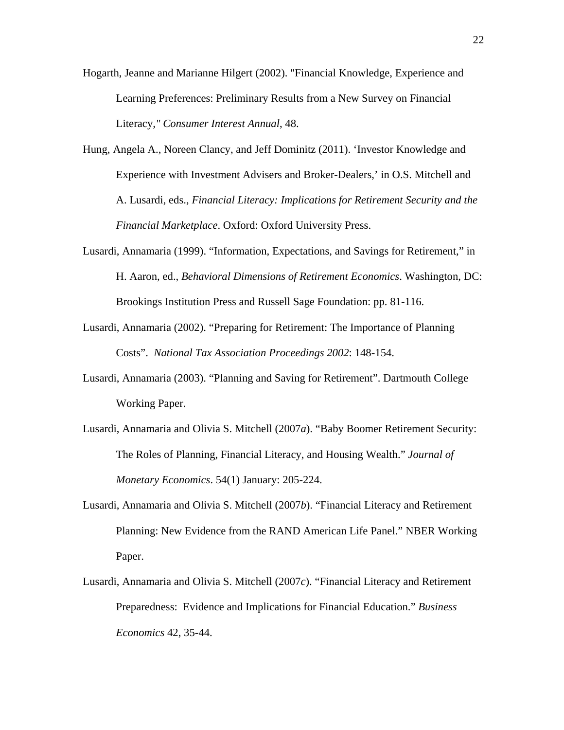Hogarth, Jeanne and Marianne Hilgert (2002). "Financial Knowledge, Experience and Learning Preferences: Preliminary Results from a New Survey on Financial Literacy," *Consumer Interest Annual*, 48.

Hung, Angela A., Noreen Clancy, and Jeff Dominitz (2011). 'Investor Knowledge and Experience with Investment Advisers and Broker-Dealers,' in O.S. Mitchell and A. Lusardi, eds., *Financial Literacy: Implications for Retirement Security and the Financial Marketplace*. Oxford: Oxford University Press.

Lusardi, Annamaria (1999). "Information, Expectations, and Savings for Retirement," in H. Aaron, ed., *Behavioral Dimensions of Retirement Economics*. Washington, DC: Brookings Institution Press and Russell Sage Foundation: pp. 81-116.

Lusardi, Annamaria (2002). "Preparing for Retirement: The Importance of Planning Costs". *National Tax Association Proceedings 2002*: 148-154.

Lusardi, Annamaria (2003). "Planning and Saving for Retirement". Dartmouth College Working Paper.

Lusardi, Annamaria and Olivia S. Mitchell (2007*a*). "Baby Boomer Retirement Security: The Roles of Planning, Financial Literacy, and Housing Wealth." *Journal of Monetary Economics*. 54(1) January: 205-224.

Lusardi, Annamaria and Olivia S. Mitchell (2007*b*). "Financial Literacy and Retirement Planning: New Evidence from the RAND American Life Panel." NBER Working Paper.

Lusardi, Annamaria and Olivia S. Mitchell (2007*c*). "Financial Literacy and Retirement Preparedness: Evidence and Implications for Financial Education." *Business Economics* 42, 35-44.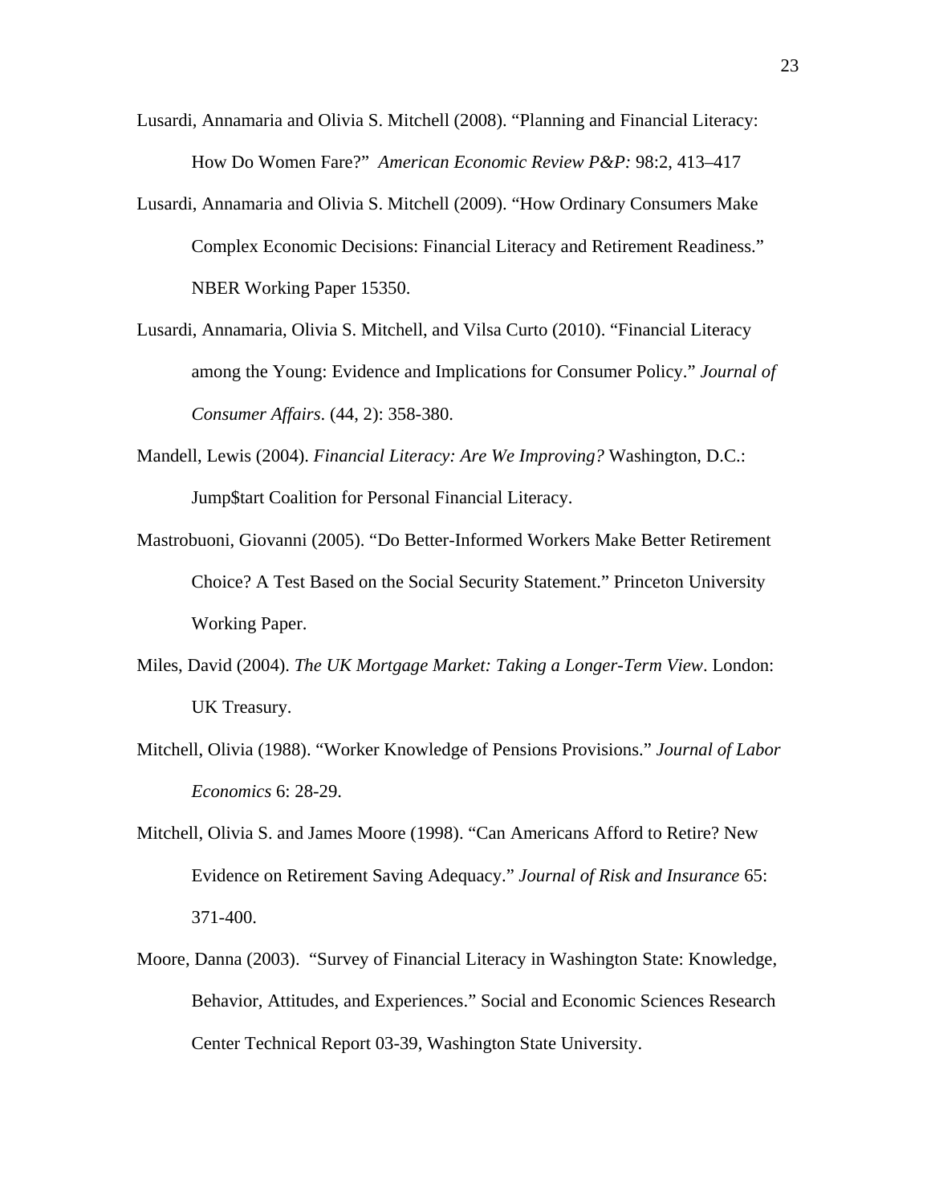Lusardi, Annamaria and Olivia S. Mitchell (2008). "Planning and Financial Literacy: How Do Women Fare?" *American Economic Review P&P:* 98:2, 413–417

Lusardi, Annamaria and Olivia S. Mitchell (2009). "How Ordinary Consumers Make Complex Economic Decisions: Financial Literacy and Retirement Readiness." NBER Working Paper 15350.

Lusardi, Annamaria, Olivia S. Mitchell, and Vilsa Curto (2010). "Financial Literacy among the Young: Evidence and Implications for Consumer Policy." *Journal of Consumer Affairs*. (44, 2): 358-380.

Mandell, Lewis (2004). *Financial Literacy: Are We Improving?* Washington, D.C.: Jump$tart Coalition for Personal Financial Literacy.

Mastrobuoni, Giovanni (2005). "Do Better-Informed Workers Make Better Retirement Choice? A Test Based on the Social Security Statement." Princeton University Working Paper.

Miles, David (2004). *The UK Mortgage Market: Taking a Longer-Term View*. London: UK Treasury.

Mitchell, Olivia (1988). "Worker Knowledge of Pensions Provisions." *Journal of Labor Economics* 6: 28-29.

Mitchell, Olivia S. and James Moore (1998). "Can Americans Afford to Retire? New Evidence on Retirement Saving Adequacy." *Journal of Risk and Insurance* 65: 371-400.

Moore, Danna (2003). "Survey of Financial Literacy in Washington State: Knowledge, Behavior, Attitudes, and Experiences." Social and Economic Sciences Research Center Technical Report 03-39, Washington State University.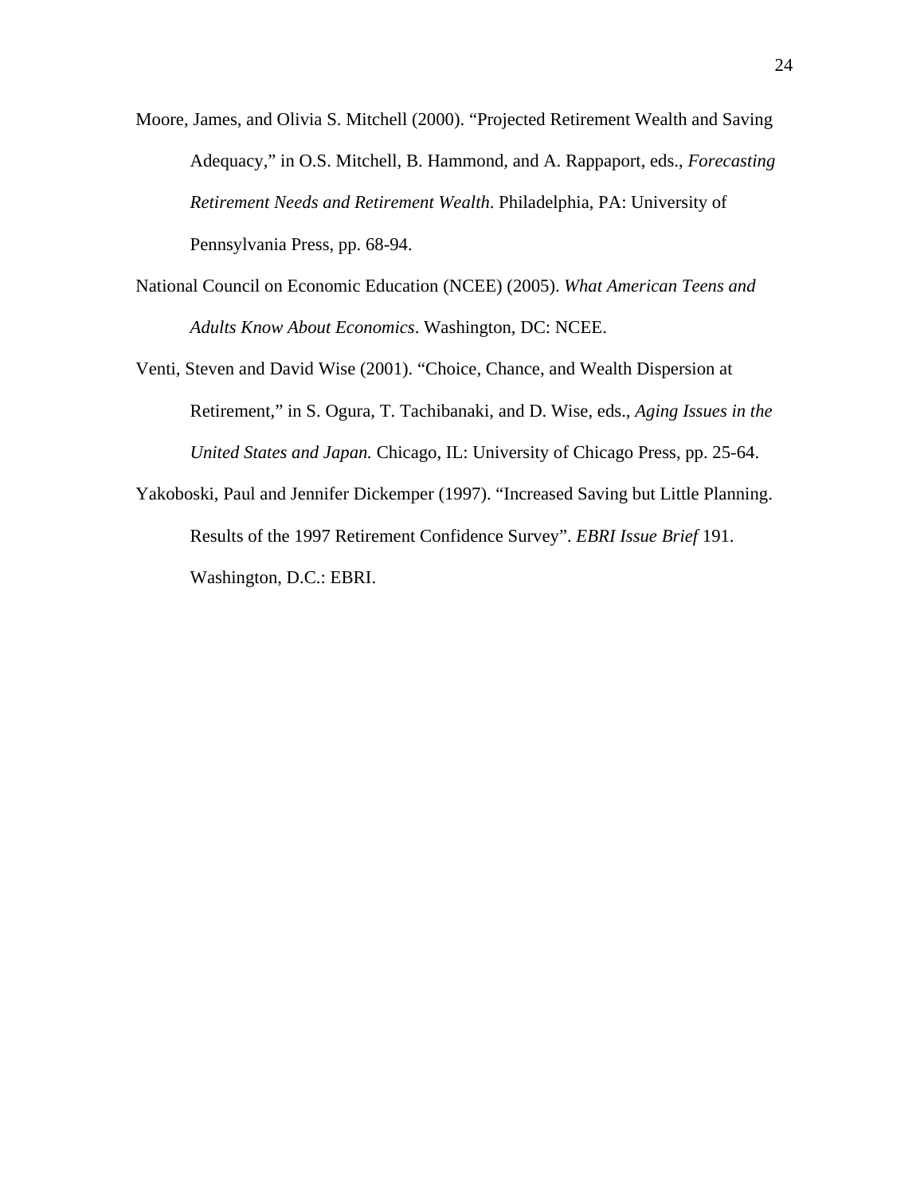Moore, James, and Olivia S. Mitchell (2000). "Projected Retirement Wealth and Saving Adequacy," in O.S. Mitchell, B. Hammond, and A. Rappaport, eds., *Forecasting Retirement Needs and Retirement Wealth*. Philadelphia, PA: University of Pennsylvania Press, pp. 68-94.

National Council on Economic Education (NCEE) (2005). *What American Teens and Adults Know About Economics*. Washington, DC: NCEE.

Venti, Steven and David Wise (2001). "Choice, Chance, and Wealth Dispersion at Retirement," in S. Ogura, T. Tachibanaki, and D. Wise, eds., *Aging Issues in the United States and Japan.* Chicago, IL: University of Chicago Press, pp. 25-64.

Yakoboski, Paul and Jennifer Dickemper (1997). "Increased Saving but Little Planning. Results of the 1997 Retirement Confidence Survey". *EBRI Issue Brief* 191. Washington, D.C.: EBRI.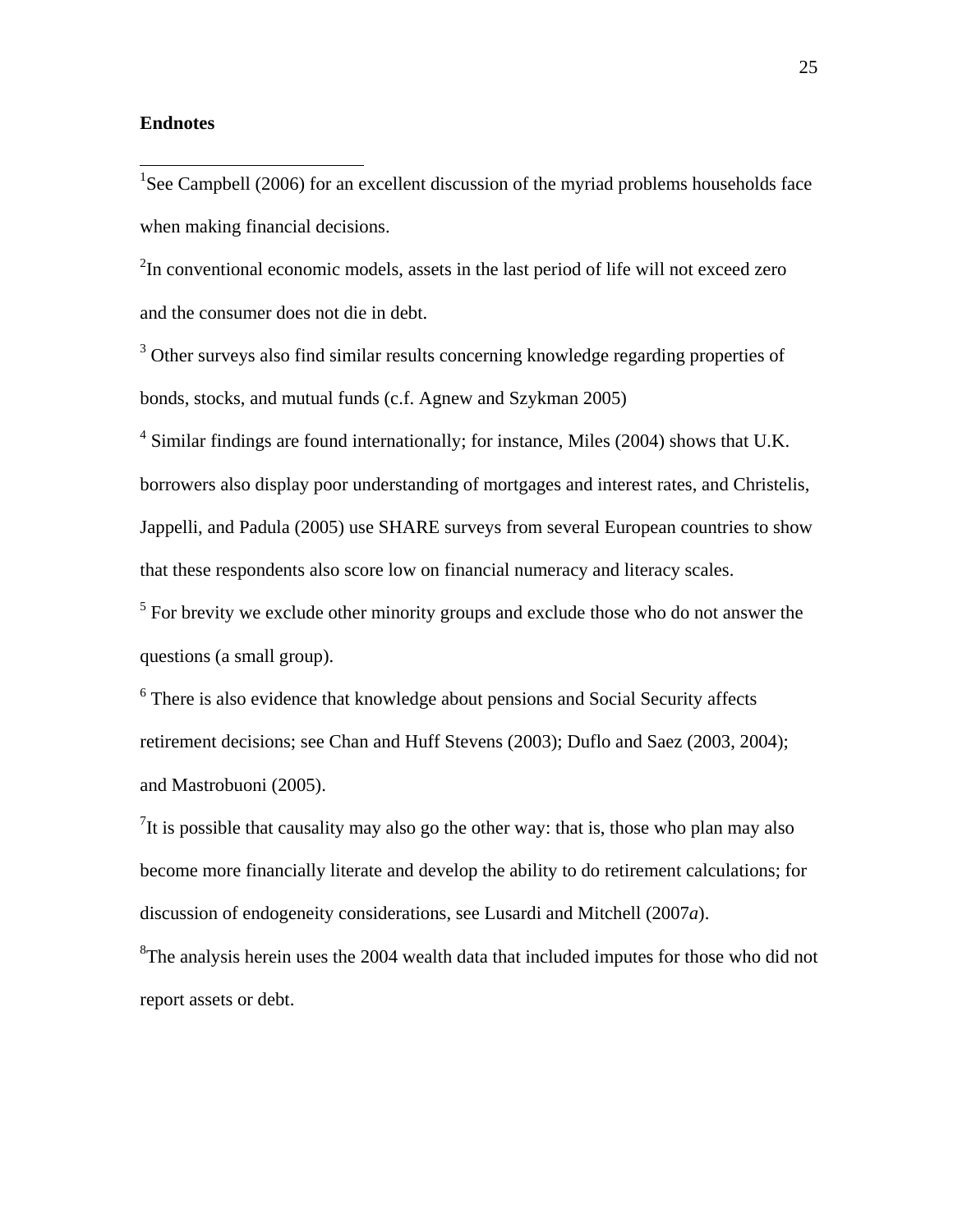**Endnotes**

[1]See Campbell (2006) for an excellent discussion of the myriad problems households face when making financial decisions.

[2]In conventional economic models, assets in the last period of life will not exceed zero and the consumer does not die in debt.

[3] Other surveys also find similar results concerning knowledge regarding properties of bonds, stocks, and mutual funds (c.f. Agnew and Szykman 2005)

[4] Similar findings are found internationally; for instance, Miles (2004) shows that U.K. borrowers also display poor understanding of mortgages and interest rates, and Christelis, Jappelli, and Padula (2005) use SHARE surveys from several European countries to show that these respondents also score low on financial numeracy and literacy scales.

[5] For brevity we exclude other minority groups and exclude those who do not answer the questions (a small group).

[6] There is also evidence that knowledge about pensions and Social Security affects retirement decisions; see Chan and Huff Stevens (2003); Duflo and Saez (2003, 2004); and Mastrobuoni (2005).

[7]It is possible that causality may also go the other way: that is, those who plan may also become more financially literate and develop the ability to do retirement calculations; for discussion of endogeneity considerations, see Lusardi and Mitchell (2007*a*).

[8]The analysis herein uses the 2004 wealth data that included imputes for those who did not report assets or debt.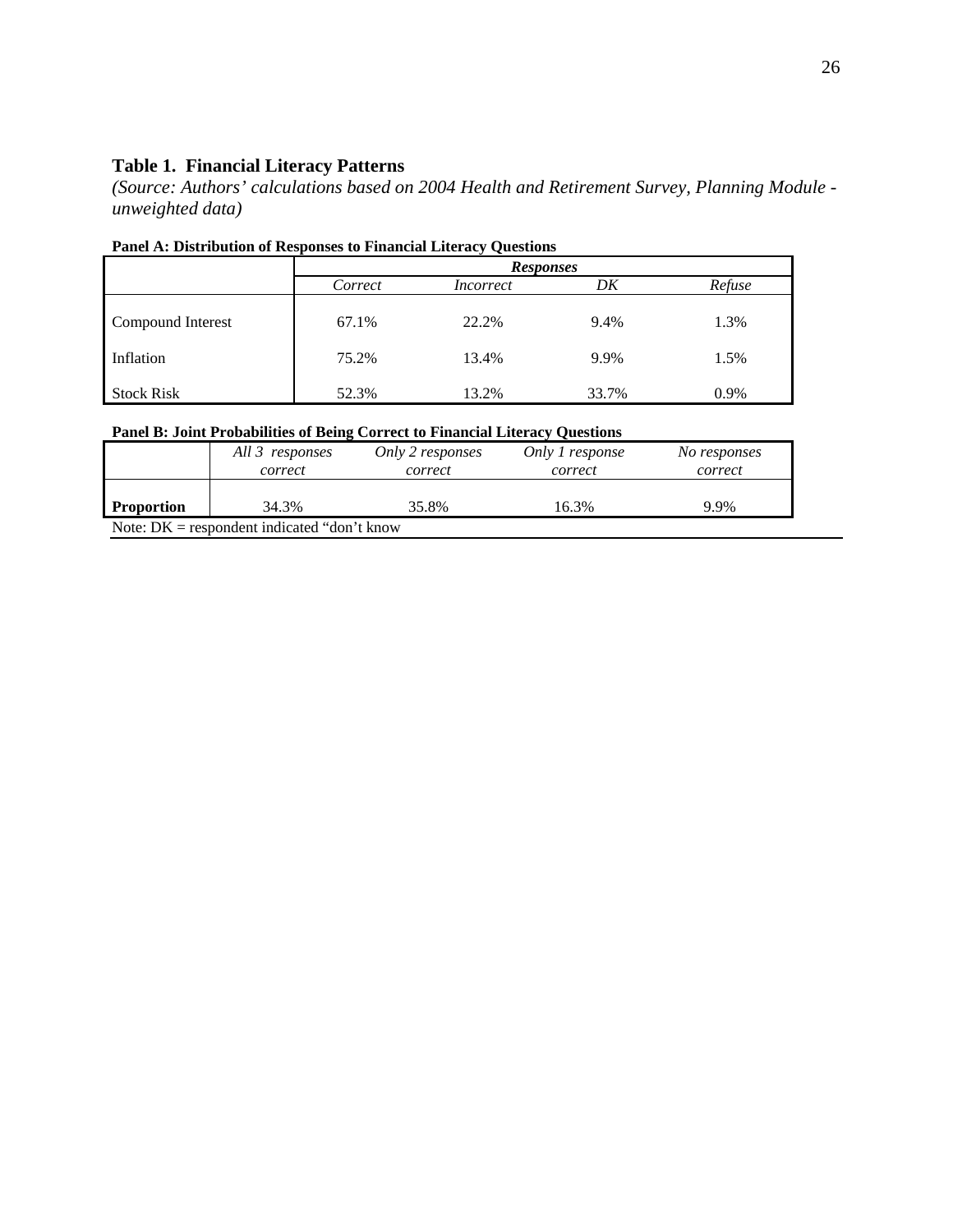### Table 1. Financial Literacy Patterns

*(Source: Authors' calculations based on 2004 Health and Retirement Survey, Planning Module - unweighted data)*

**Panel A: Distribution of Responses to Financial Literacy Questions**

| | ***Responses*** | | | |
|---|---|---|---|---|
| | *Correct* | *Incorrect* | *DK* | *Refuse* |
| Compound Interest | 67.1% | 22.2% | 9.4% | 1.3% |
| Inflation | 75.2% | 13.4% | 9.9% | 1.5% |
| Stock Risk | 52.3% | 13.2% | 33.7% | 0.9% |

**Panel B: Joint Probabilities of Being Correct to Financial Literacy Questions**

| | *All 3 responses correct* | *Only 2 responses correct* | *Only 1 response correct* | *No responses correct* |
|---|---|---|---|---|
| **Proportion** | 34.3% | 35.8% | 16.3% | 9.9% |

Note: DK = respondent indicated "don't know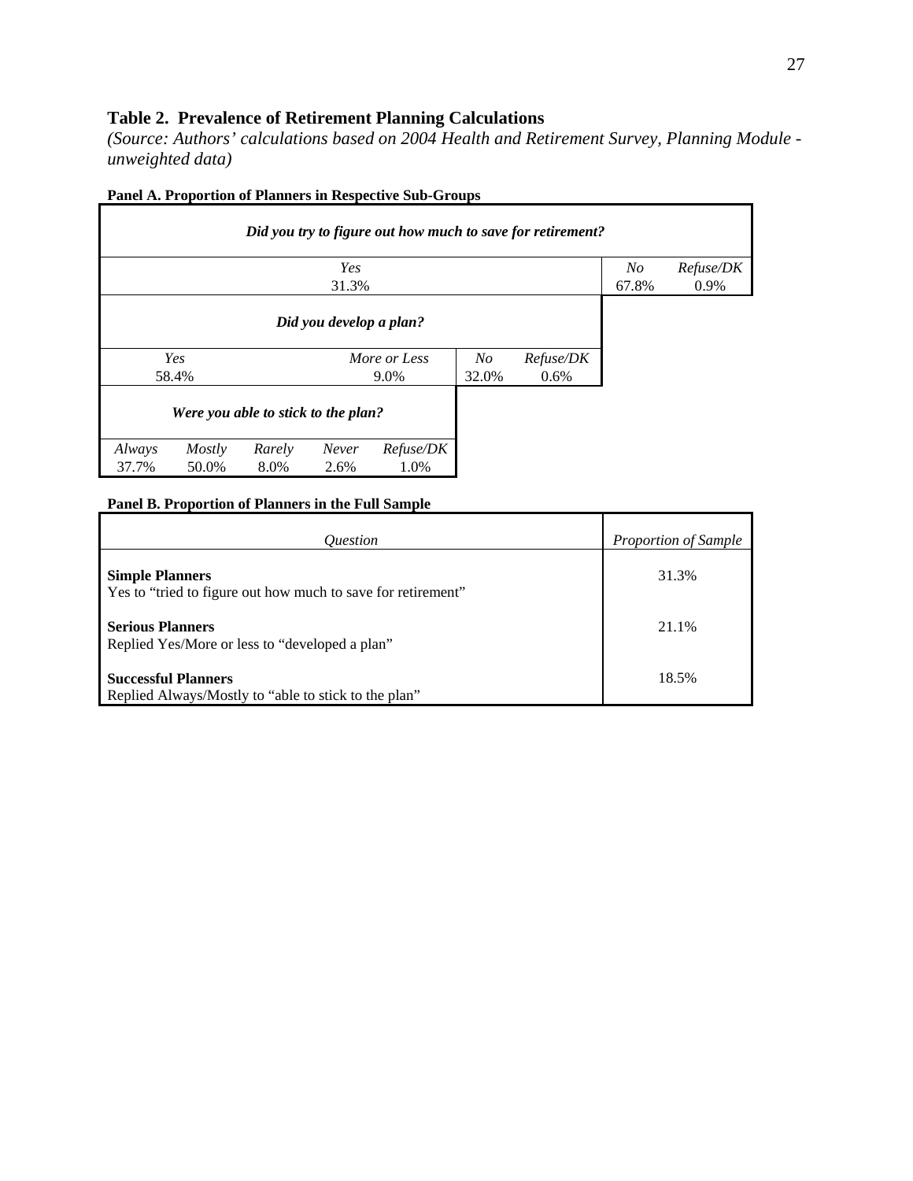## Table 2. Prevalence of Retirement Planning Calculations

*(Source: Authors' calculations based on 2004 Health and Retirement Survey, Planning Module - unweighted data)*

**Panel A. Proportion of Planners in Respective Sub-Groups**

| *Did you try to figure out how much to save for retirement?* | | | | | | | | |
|---|---|---|---|---|---|---|---|---|
| *Yes* 31.3% | | | | | | | *No* 67.8% | *Refuse/DK* 0.9% |
| *Did you develop a plan?* | | | | | | | | |
| *Yes* 58.4% | | | *More or Less* 9.0% | | *No* 32.0% | *Refuse/DK* 0.6% | | |
| *Were you able to stick to the plan?* | | | | | | | | |
| *Always* 37.7% | *Mostly* 50.0% | *Rarely* 8.0% | *Never* 2.6% | *Refuse/DK* 1.0% | | | | |

**Panel B. Proportion of Planners in the Full Sample**

| *Question* | *Proportion of Sample* |
|---|---|
| **Simple Planners**<br>Yes to "tried to figure out how much to save for retirement" | 31.3% |
| **Serious Planners**<br>Replied Yes/More or less to "developed a plan" | 21.1% |
| **Successful Planners**<br>Replied Always/Mostly to "able to stick to the plan" | 18.5% |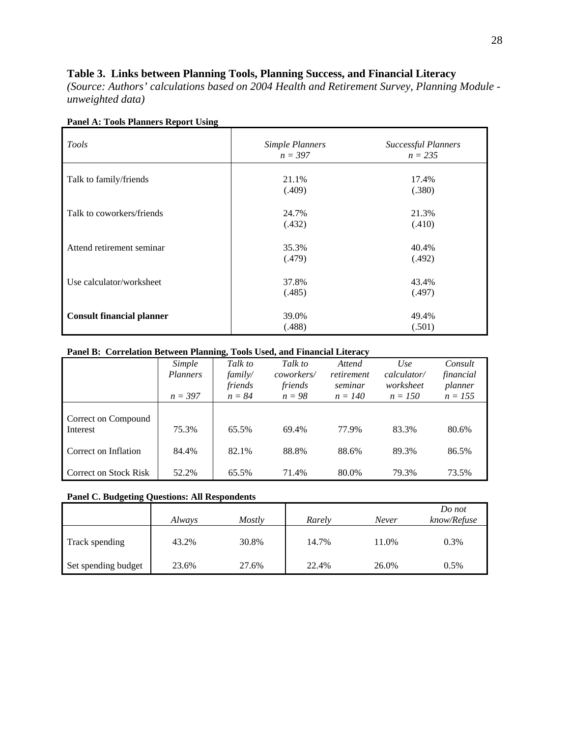**Table 3. Links between Planning Tools, Planning Success, and Financial Literacy**

*(Source: Authors' calculations based on 2004 Health and Retirement Survey, Planning Module - unweighted data)*

**Panel A: Tools Planners Report Using**

| *Tools* | *Simple Planners* *n = 397* | *Successful Planners* *n = 235* |
|---|---|---|
| Talk to family/friends | 21.1% (.409) | 17.4% (.380) |
| Talk to coworkers/friends | 24.7% (.432) | 21.3% (.410) |
| Attend retirement seminar | 35.3% (.479) | 40.4% (.492) |
| Use calculator/worksheet | 37.8% (.485) | 43.4% (.497) |
| **Consult financial planner** | 39.0% (.488) | 49.4% (.501) |

**Panel B: Correlation Between Planning, Tools Used, and Financial Literacy**

| | *Simple Planners* *n = 397* | *Talk to family/ friends* *n = 84* | *Talk to coworkers/ friends* *n = 98* | *Attend retirement seminar* *n = 140* | *Use calculator/ worksheet* *n = 150* | *Consult financial planner* *n = 155* |
|---|---|---|---|---|---|---|
| Correct on Compound Interest | 75.3% | 65.5% | 69.4% | 77.9% | 83.3% | 80.6% |
| Correct on Inflation | 84.4% | 82.1% | 88.8% | 88.6% | 89.3% | 86.5% |
| Correct on Stock Risk | 52.2% | 65.5% | 71.4% | 80.0% | 79.3% | 73.5% |

**Panel C. Budgeting Questions: All Respondents**

| | *Always* | *Mostly* | *Rarely* | *Never* | *Do not know/Refuse* |
|---|---|---|---|---|---|
| Track spending | 43.2% | 30.8% | 14.7% | 11.0% | 0.3% |
| Set spending budget | 23.6% | 27.6% | 22.4% | 26.0% | 0.5% |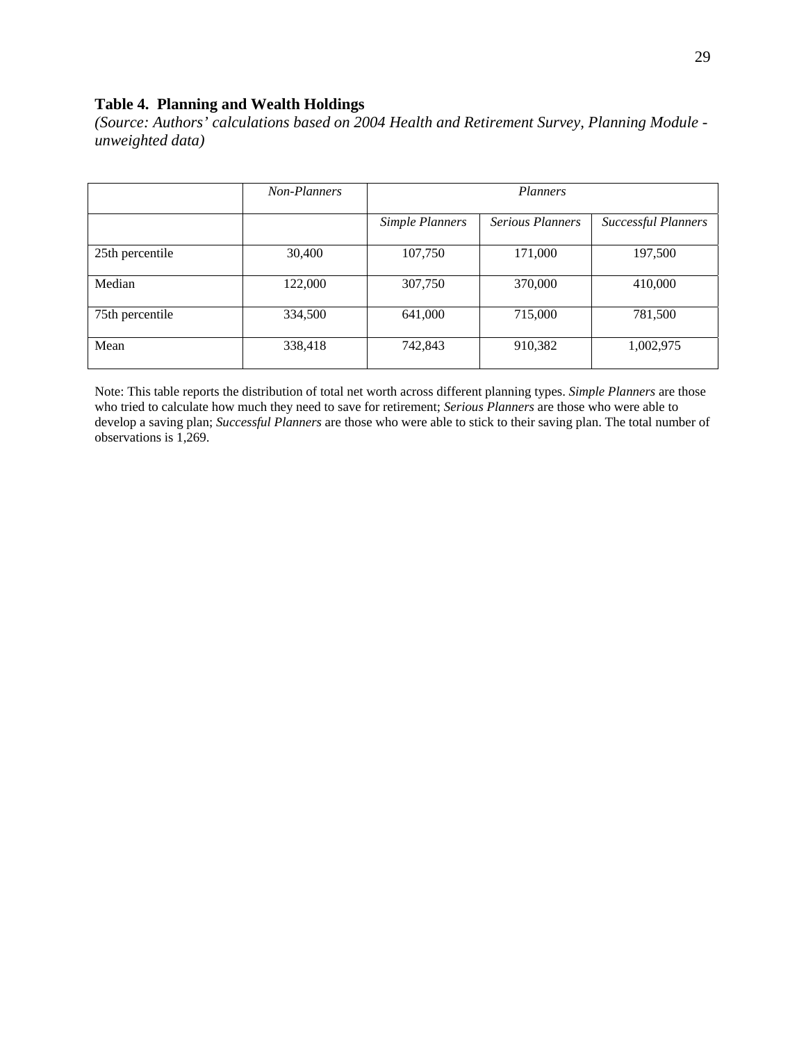**Table 4. Planning and Wealth Holdings**

*(Source: Authors' calculations based on 2004 Health and Retirement Survey, Planning Module - unweighted data)*

| | *Non-Planners* | *Planners* | | |
|---|---|---|---|---|
| | | *Simple Planners* | *Serious Planners* | *Successful Planners* |
| 25th percentile | 30,400 | 107,750 | 171,000 | 197,500 |
| Median | 122,000 | 307,750 | 370,000 | 410,000 |
| 75th percentile | 334,500 | 641,000 | 715,000 | 781,500 |
| Mean | 338,418 | 742,843 | 910,382 | 1,002,975 |

Note: This table reports the distribution of total net worth across different planning types. *Simple Planners* are those who tried to calculate how much they need to save for retirement; *Serious Planners* are those who were able to develop a saving plan; *Successful Planners* are those who were able to stick to their saving plan. The total number of observations is 1,269.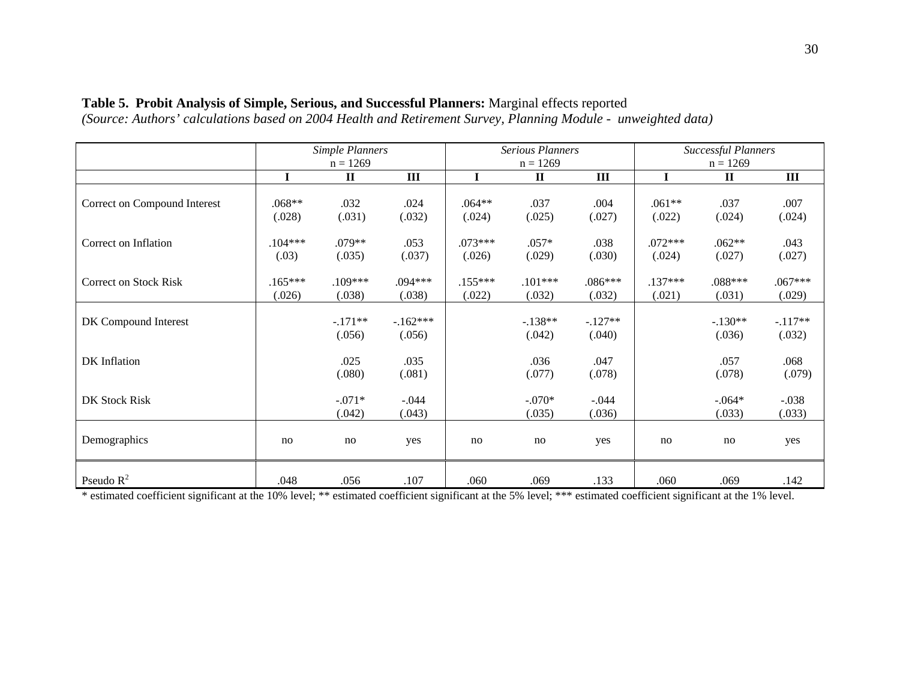**Table 5. Probit Analysis of Simple, Serious, and Successful Planners:** Marginal effects reported
*(Source: Authors' calculations based on 2004 Health and Retirement Survey, Planning Module - unweighted data)*

| | *Simple Planners* n = 1269 | | | *Serious Planners* n = 1269 | | | *Successful Planners* n = 1269 | | |
|---|---|---|---|---|---|---|---|---|---|
| | **I** | **II** | **III** | **I** | **II** | **III** | **I** | **II** | **III** |
| Correct on Compound Interest | .068** (.028) | .032 (.031) | .024 (.032) | .064** (.024) | .037 (.025) | .004 (.027) | .061** (.022) | .037 (.024) | .007 (.024) |
| Correct on Inflation | .104*** (.03) | .079** (.035) | .053 (.037) | .073*** (.026) | .057* (.029) | .038 (.030) | .072*** (.024) | .062** (.027) | .043 (.027) |
| Correct on Stock Risk | .165*** (.026) | .109*** (.038) | .094*** (.038) | .155*** (.022) | .101*** (.032) | .086*** (.032) | .137*** (.021) | .088*** (.031) | .067*** (.029) |
| DK Compound Interest | | -.171** (.056) | -.162*** (.056) | | -.138** (.042) | -.127** (.040) | | -.130** (.036) | -.117** (.032) |
| DK Inflation | | .025 (.080) | .035 (.081) | | .036 (.077) | .047 (.078) | | .057 (.078) | .068 (.079) |
| DK Stock Risk | | -.071* (.042) | -.044 (.043) | | -.070* (.035) | -.044 (.036) | | -.064* (.033) | -.038 (.033) |
| Demographics | no | no | yes | no | no | yes | no | no | yes |
| Pseudo $R^2$ | .048 | .056 | .107 | .060 | .069 | .133 | .060 | .069 | .142 |

* estimated coefficient significant at the 10% level; ** estimated coefficient significant at the 5% level; *** estimated coefficient significant at the 1% level.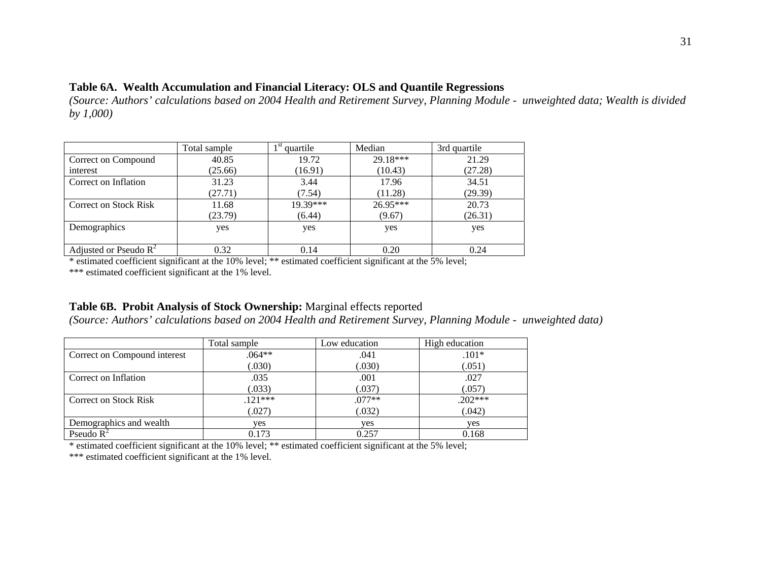**Table 6A. Wealth Accumulation and Financial Literacy: OLS and Quantile Regressions**

*(Source: Authors' calculations based on 2004 Health and Retirement Survey, Planning Module - unweighted data; Wealth is divided by 1,000)*

| | Total sample | 1st quartile | Median | 3rd quartile |
|---|---|---|---|---|
| Correct on Compound interest | 40.85<br>(25.66) | 19.72<br>(16.91) | 29.18***<br>(10.43) | 21.29<br>(27.28) |
| Correct on Inflation | 31.23<br>(27.71) | 3.44<br>(7.54) | 17.96<br>(11.28) | 34.51<br>(29.39) |
| Correct on Stock Risk | 11.68<br>(23.79) | 19.39***<br>(6.44) | 26.95***<br>(9.67) | 20.73<br>(26.31) |
| Demographics | yes | yes | yes | yes |
| Adjusted or Pseudo $R^2$ | 0.32 | 0.14 | 0.20 | 0.24 |

\* estimated coefficient significant at the 10% level; ** estimated coefficient significant at the 5% level;
*** estimated coefficient significant at the 1% level.

**Table 6B. Probit Analysis of Stock Ownership:** Marginal effects reported

*(Source: Authors' calculations based on 2004 Health and Retirement Survey, Planning Module - unweighted data)*

| | Total sample | Low education | High education |
|---|---|---|---|
| Correct on Compound interest | .064**<br>(.030) | .041<br>(.030) | .101*<br>(.051) |
| Correct on Inflation | .035<br>(.033) | .001<br>(.037) | .027<br>(.057) |
| Correct on Stock Risk | .121***<br>(.027) | .077**<br>(.032) | .202***<br>(.042) |
| Demographics and wealth | yes | yes | yes |
| Pseudo $R^2$ | 0.173 | 0.257 | 0.168 |

\* estimated coefficient significant at the 10% level; ** estimated coefficient significant at the 5% level;
*** estimated coefficient significant at the 1% level.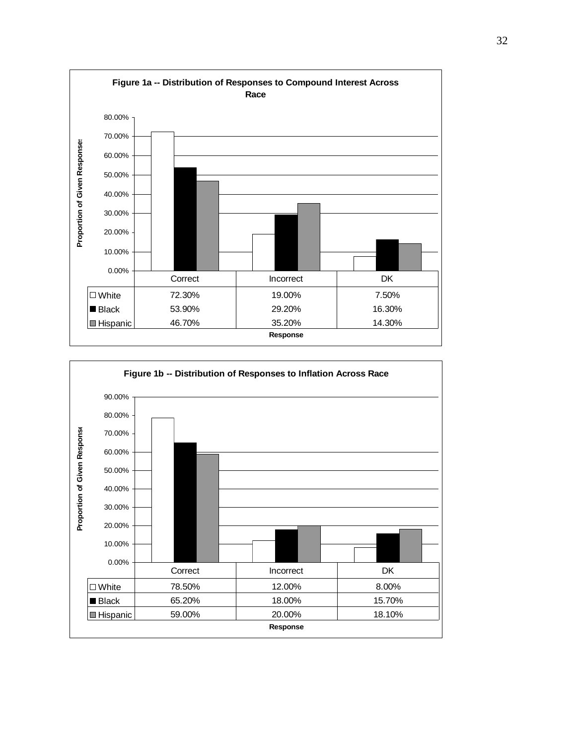**Figure 1a -- Distribution of Responses to Compound Interest Across Race**

| | Correct | Incorrect | DK |
|---|---|---|---|
| White | 72.30% | 19.00% | 7.50% |
| Black | 53.90% | 29.20% | 16.30% |
| Hispanic | 46.70% | 35.20% | 14.30% |

**Figure 1b -- Distribution of Responses to Inflation Across Race**

| | Correct | Incorrect | DK |
|---|---|---|---|
| White | 78.50% | 12.00% | 8.00% |
| Black | 65.20% | 18.00% | 15.70% |
| Hispanic | 59.00% | 20.00% | 18.10% |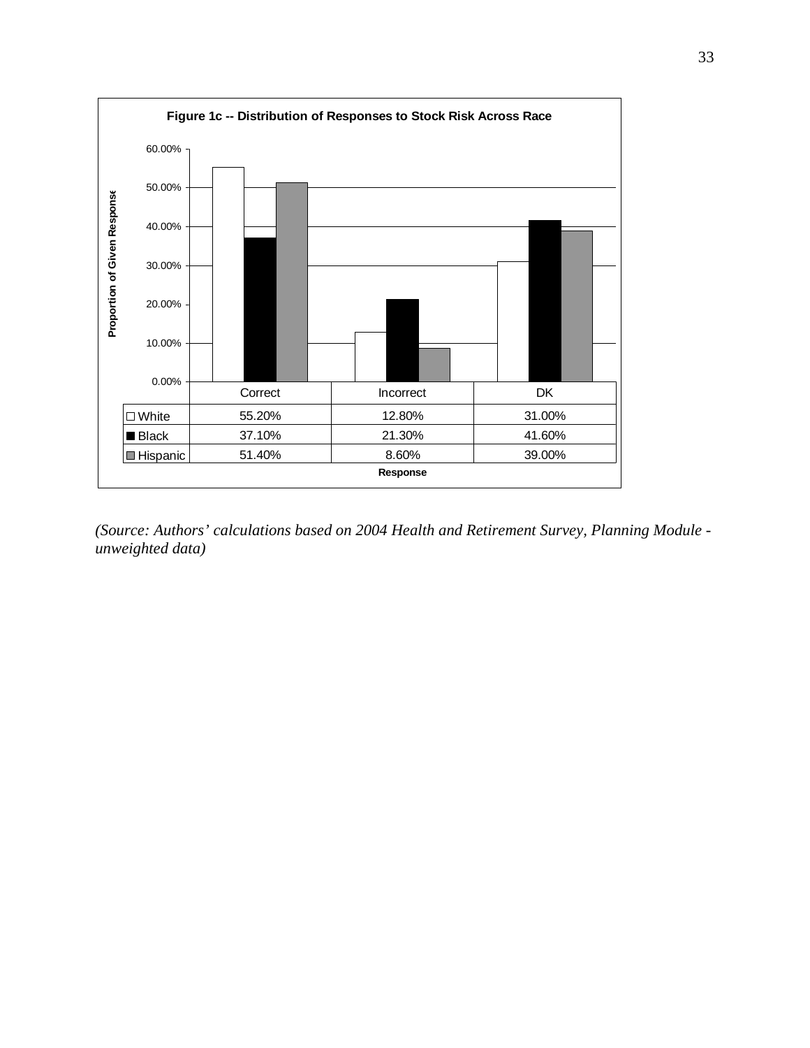**Figure 1c -- Distribution of Responses to Stock Risk Across Race**

| | Correct | Incorrect | DK |
|---|---|---|---|
| White | 55.20% | 12.80% | 31.00% |
| Black | 37.10% | 21.30% | 41.60% |
| Hispanic | 51.40% | 8.60% | 39.00% |

*(Source: Authors' calculations based on 2004 Health and Retirement Survey, Planning Module - unweighted data)*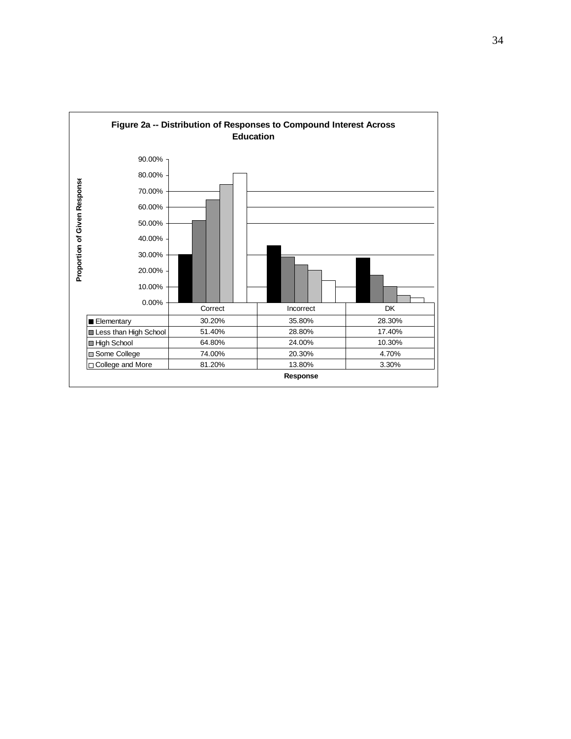**Figure 2a -- Distribution of Responses to Compound Interest Across Education**

| | Correct | Incorrect | DK |
|---|---|---|---|
| Elementary | 30.20% | 35.80% | 28.30% |
| Less than High School | 51.40% | 28.80% | 17.40% |
| High School | 64.80% | 24.00% | 10.30% |
| Some College | 74.00% | 20.30% | 4.70% |
| College and More | 81.20% | 13.80% | 3.30% |

Response

Proportion of Given Response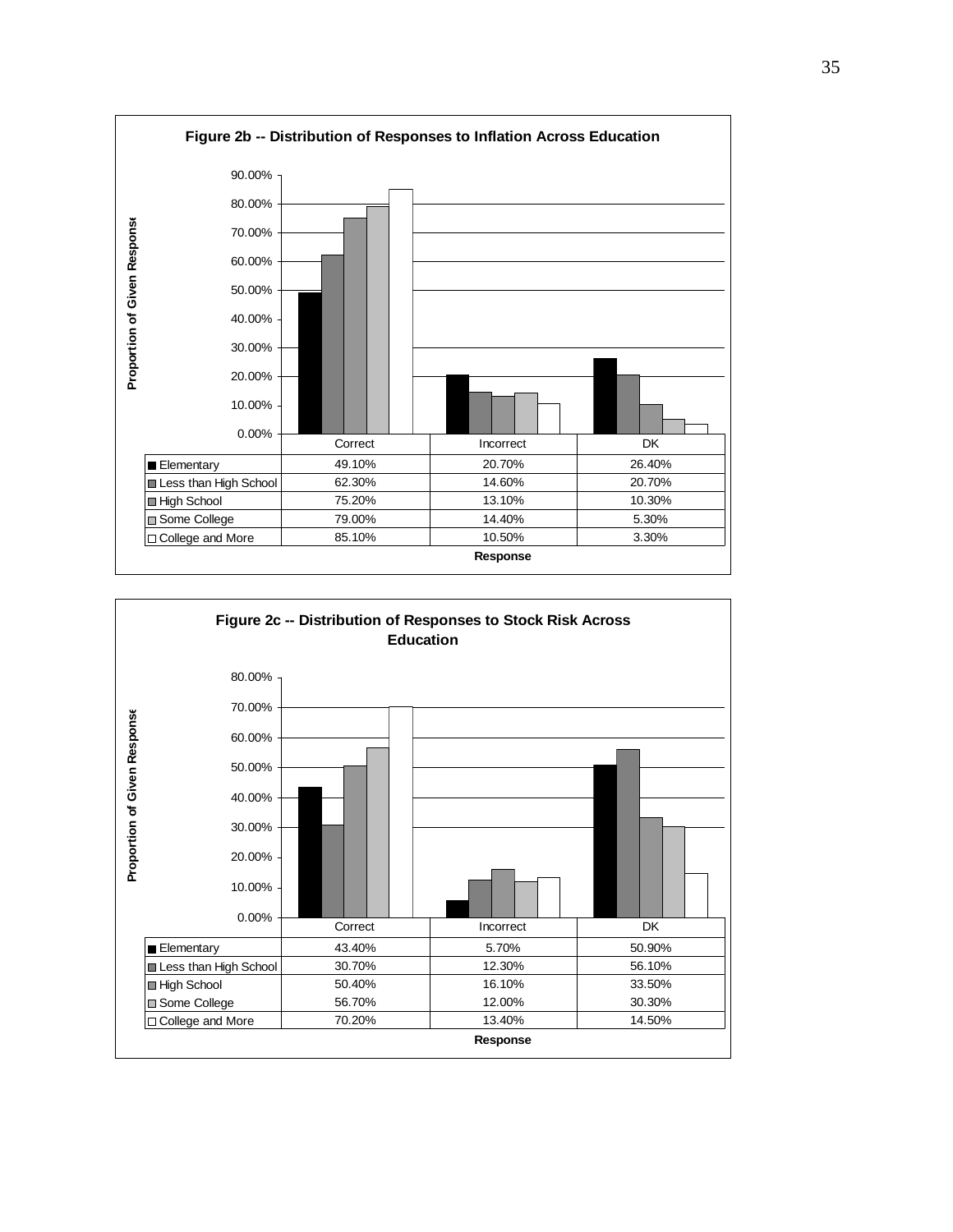**Figure 2b -- Distribution of Responses to Inflation Across Education**

| | Correct | Incorrect | DK |
|---|---|---|---|
| Elementary | 49.10% | 20.70% | 26.40% |
| Less than High School | 62.30% | 14.60% | 20.70% |
| High School | 75.20% | 13.10% | 10.30% |
| Some College | 79.00% | 14.40% | 5.30% |
| College and More | 85.10% | 10.50% | 3.30% |

Response

Proportion of Given Response

**Figure 2c -- Distribution of Responses to Stock Risk Across Education**

| | Correct | Incorrect | DK |
|---|---|---|---|
| Elementary | 43.40% | 5.70% | 50.90% |
| Less than High School | 30.70% | 12.30% | 56.10% |
| High School | 50.40% | 16.10% | 33.50% |
| Some College | 56.70% | 12.00% | 30.30% |
| College and More | 70.20% | 13.40% | 14.50% |

Response

Proportion of Given Response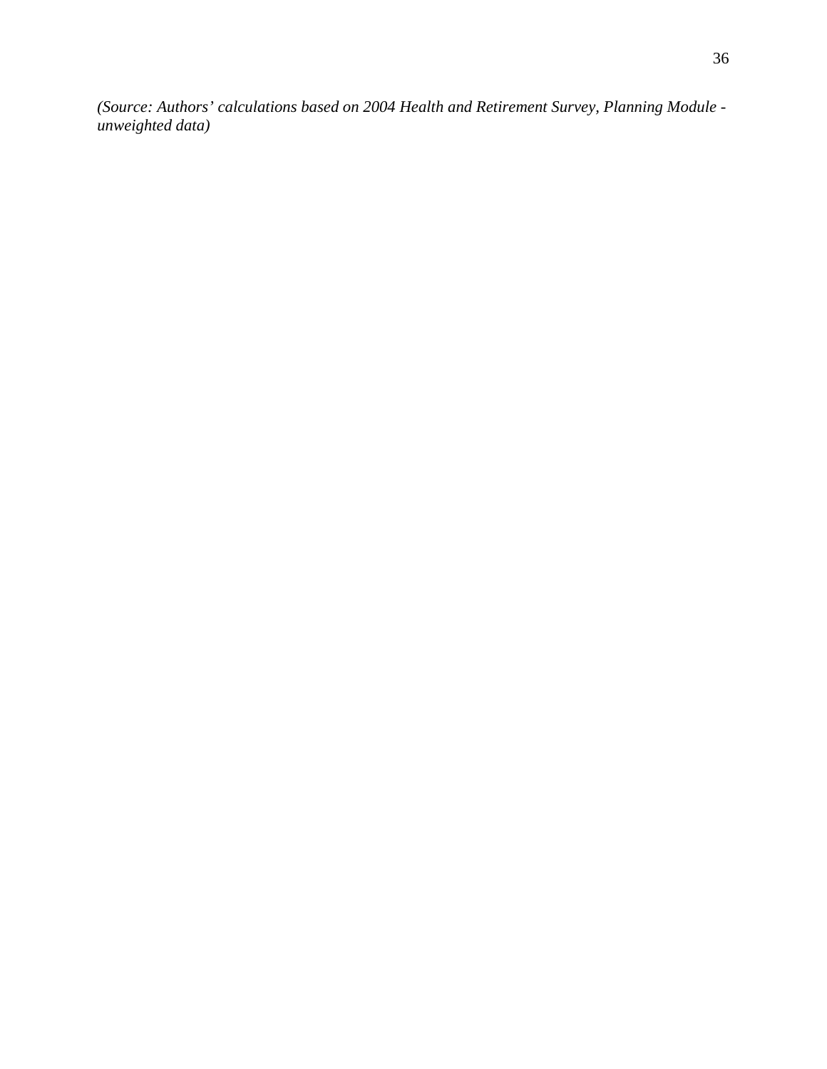*(Source: Authors' calculations based on 2004 Health and Retirement Survey, Planning Module - unweighted data)*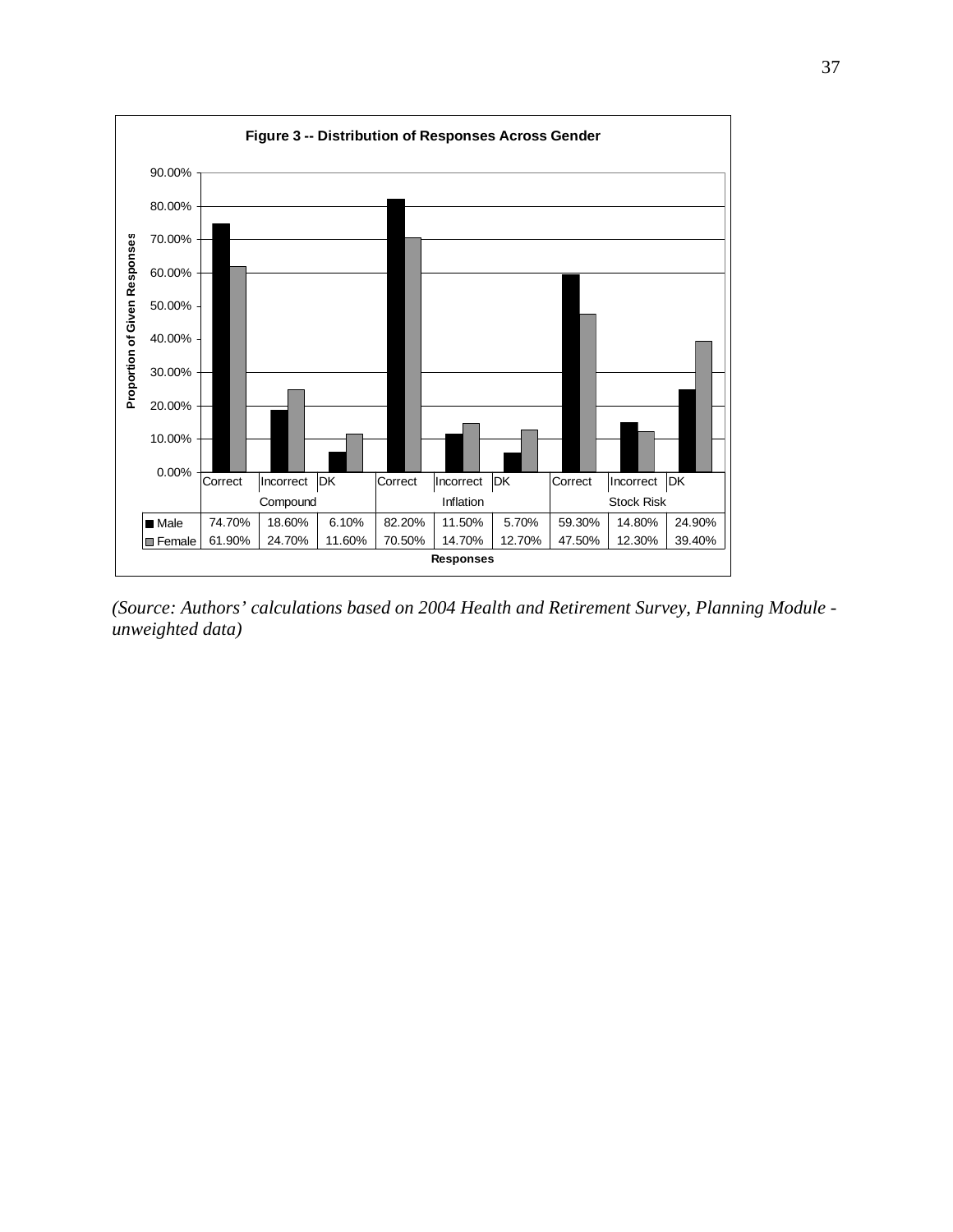**Figure 3 -- Distribution of Responses Across Gender**

Proportion of Given Responses

90.00%
80.00%
70.00%
60.00%
50.00%
40.00%
30.00%
20.00%
10.00%
0.00%

| | Compound | | | Inflation | | | Stock Risk | | |
|---|---|---|---|---|---|---|---|---|---|
| | Correct | Incorrect | DK | Correct | Incorrect | DK | Correct | Incorrect | DK |
| ■ Male | 74.70% | 18.60% | 6.10% | 82.20% | 11.50% | 5.70% | 59.30% | 14.80% | 24.90% |
| ■ Female | 61.90% | 24.70% | 11.60% | 70.50% | 14.70% | 12.70% | 47.50% | 12.30% | 39.40% |

Responses

*(Source: Authors' calculations based on 2004 Health and Retirement Survey, Planning Module - unweighted data)*